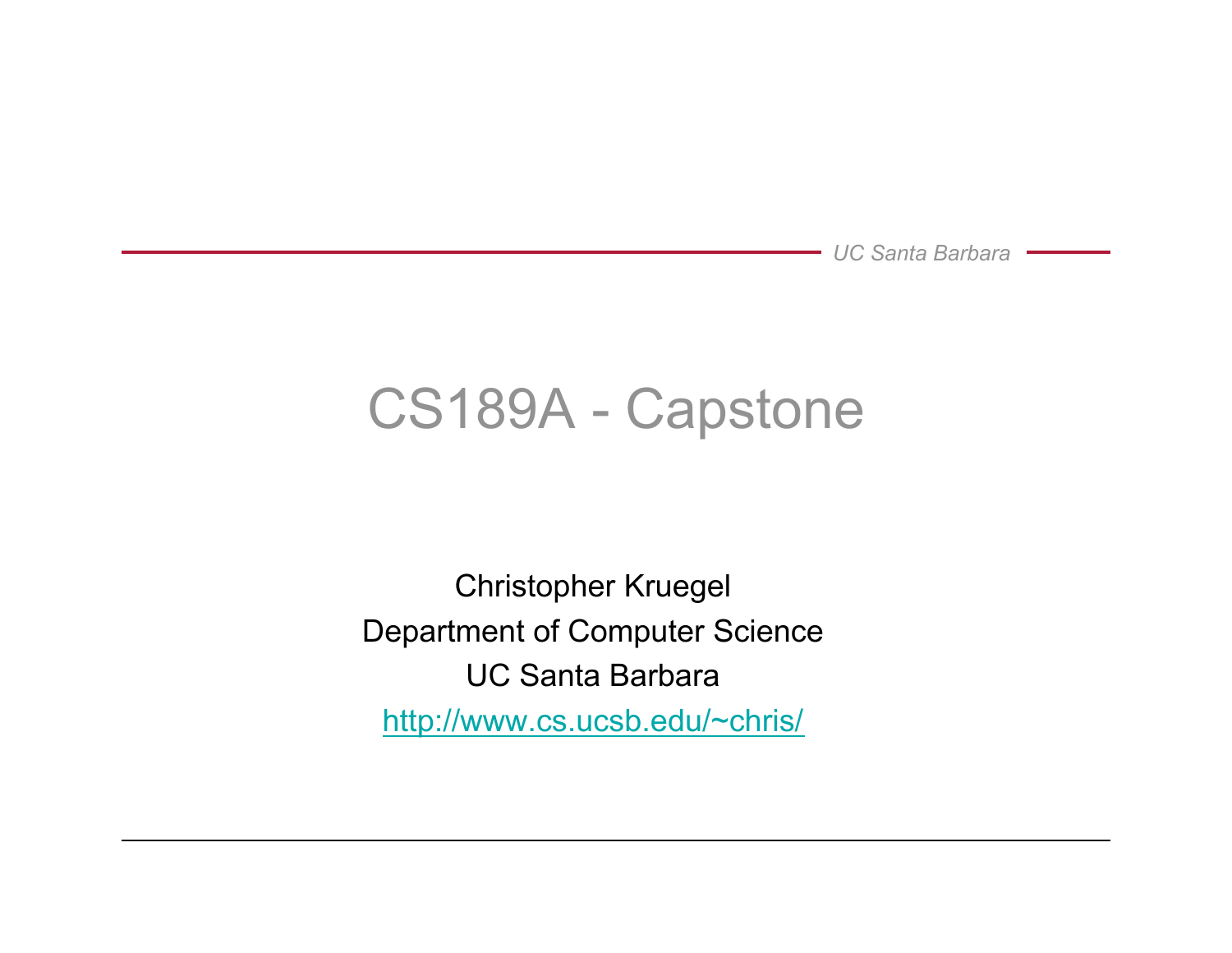# CS189A - Capstone

Christopher Kruegel
Department of Computer Science
UC Santa Barbara
http://www.cs.ucsb.edu/~chris/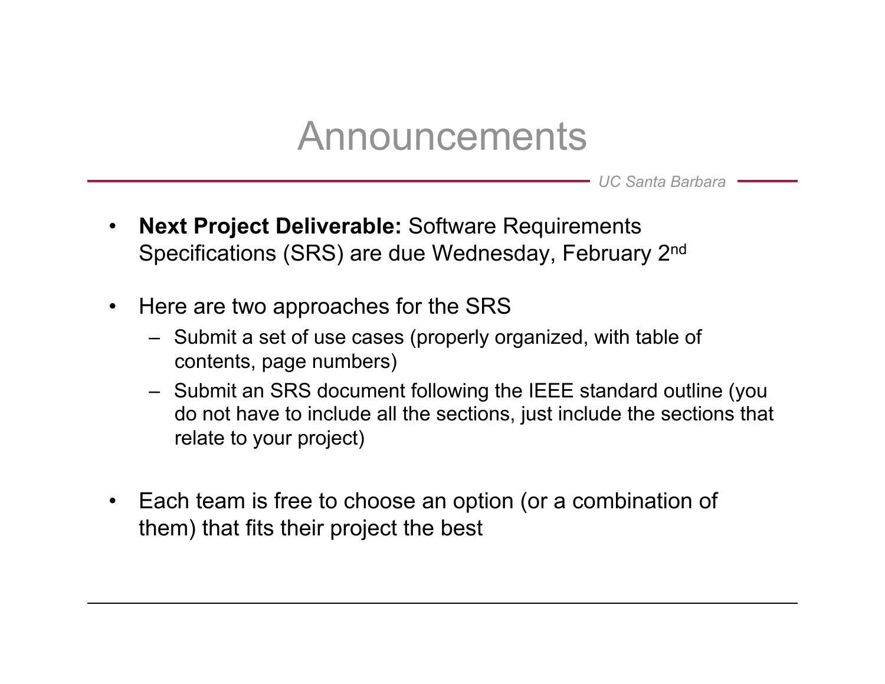# Announcements

- **Next Project Deliverable:** Software Requirements Specifications (SRS) are due Wednesday, February 2nd

- Here are two approaches for the SRS
  - Submit a set of use cases (properly organized, with table of contents, page numbers)
  - Submit an SRS document following the IEEE standard outline (you do not have to include all the sections, just include the sections that relate to your project)

- Each team is free to choose an option (or a combination of them) that fits their project the best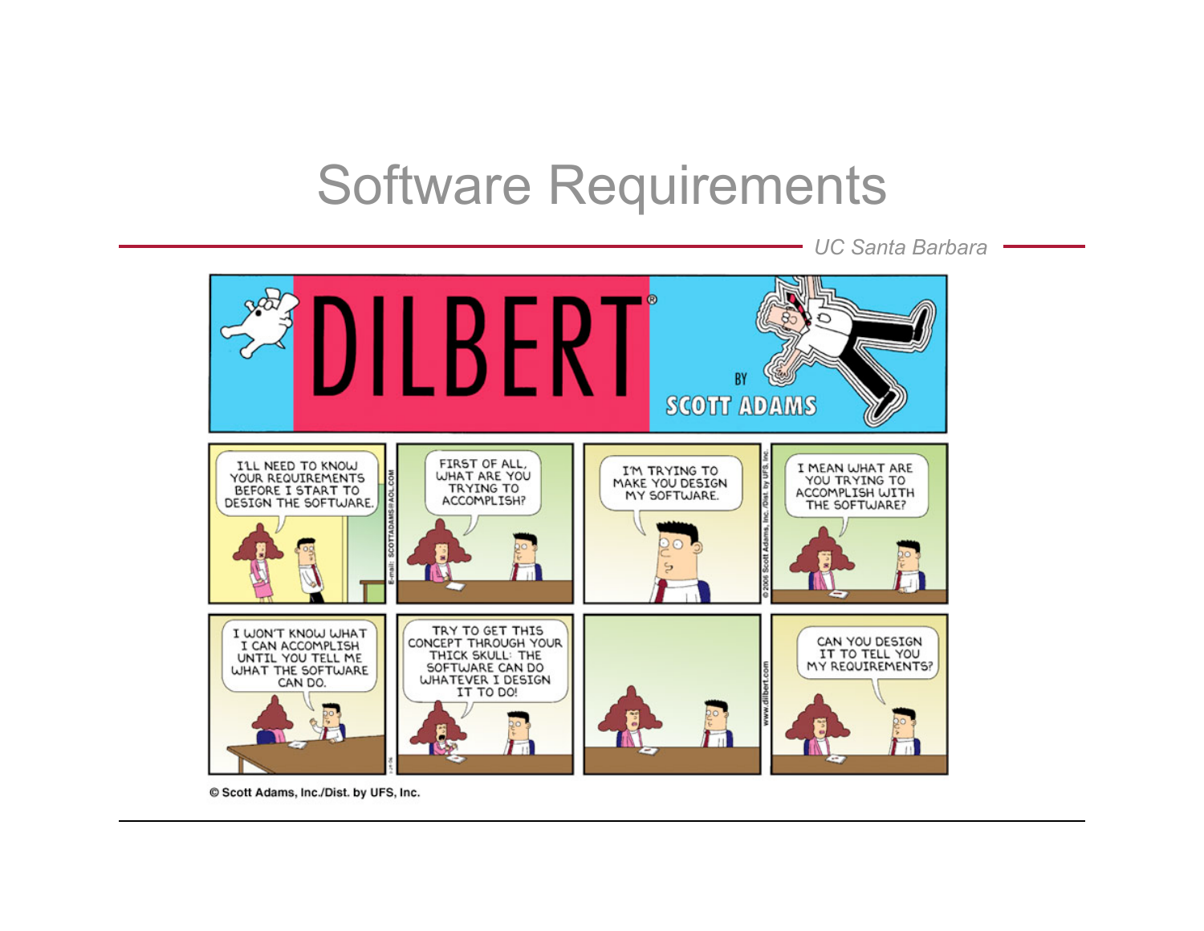# Software Requirements

DILBERT BY SCOTT ADAMS

I'LL NEED TO KNOW YOUR REQUIREMENTS BEFORE I START TO DESIGN THE SOFTWARE.

FIRST OF ALL, WHAT ARE YOU TRYING TO ACCOMPLISH?

I'M TRYING TO MAKE YOU DESIGN MY SOFTWARE.

I MEAN WHAT ARE YOU TRYING TO ACCOMPLISH WITH THE SOFTWARE?

I WON'T KNOW WHAT I CAN ACCOMPLISH UNTIL YOU TELL ME WHAT THE SOFTWARE CAN DO.

TRY TO GET THIS CONCEPT THROUGH YOUR THICK SKULL: THE SOFTWARE CAN DO WHATEVER I DESIGN IT TO DO!

CAN YOU DESIGN IT TO TELL YOU MY REQUIREMENTS?

© Scott Adams, Inc./Dist. by UFS, Inc.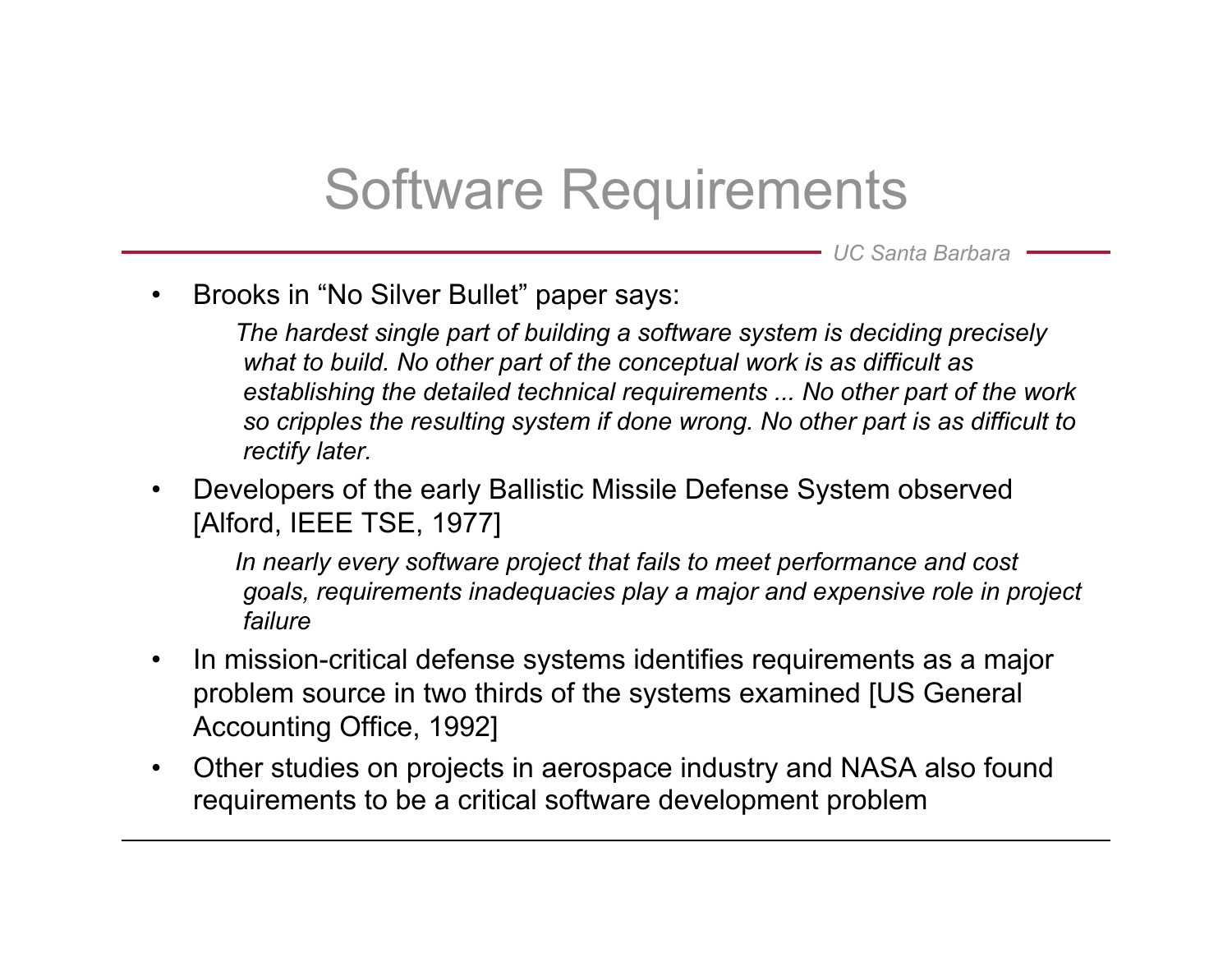# Software Requirements

- Brooks in "No Silver Bullet" paper says:

  *The hardest single part of building a software system is deciding precisely what to build. No other part of the conceptual work is as difficult as establishing the detailed technical requirements ... No other part of the work so cripples the resulting system if done wrong. No other part is as difficult to rectify later.*

- Developers of the early Ballistic Missile Defense System observed [Alford, IEEE TSE, 1977]

  *In nearly every software project that fails to meet performance and cost goals, requirements inadequacies play a major and expensive role in project failure*

- In mission-critical defense systems identifies requirements as a major problem source in two thirds of the systems examined [US General Accounting Office, 1992]
- Other studies on projects in aerospace industry and NASA also found requirements to be a critical software development problem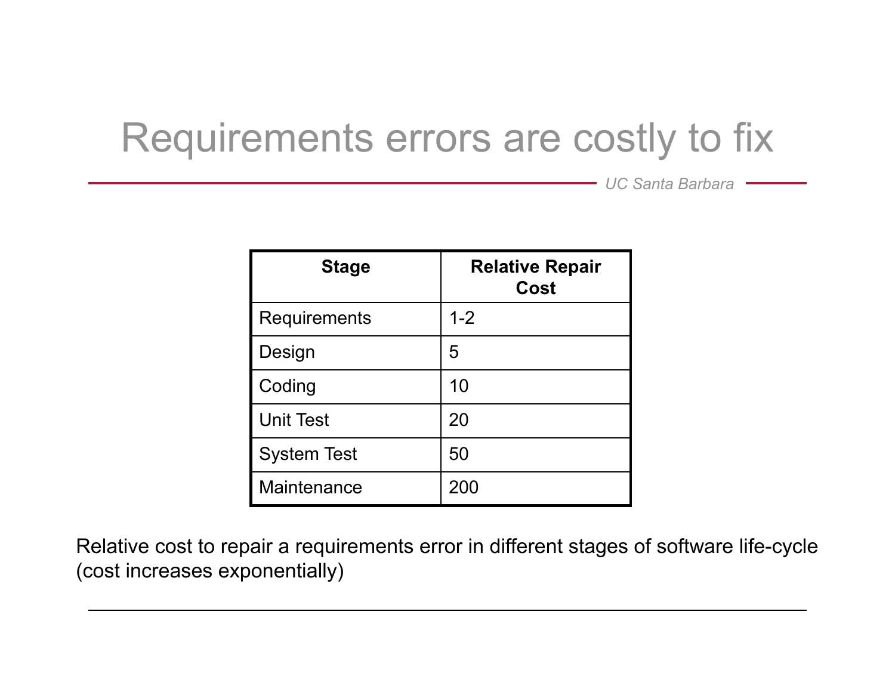# Requirements errors are costly to fix

| Stage | Relative Repair Cost |
| --- | --- |
| Requirements | 1-2 |
| Design | 5 |
| Coding | 10 |
| Unit Test | 20 |
| System Test | 50 |
| Maintenance | 200 |

Relative cost to repair a requirements error in different stages of software life-cycle (cost increases exponentially)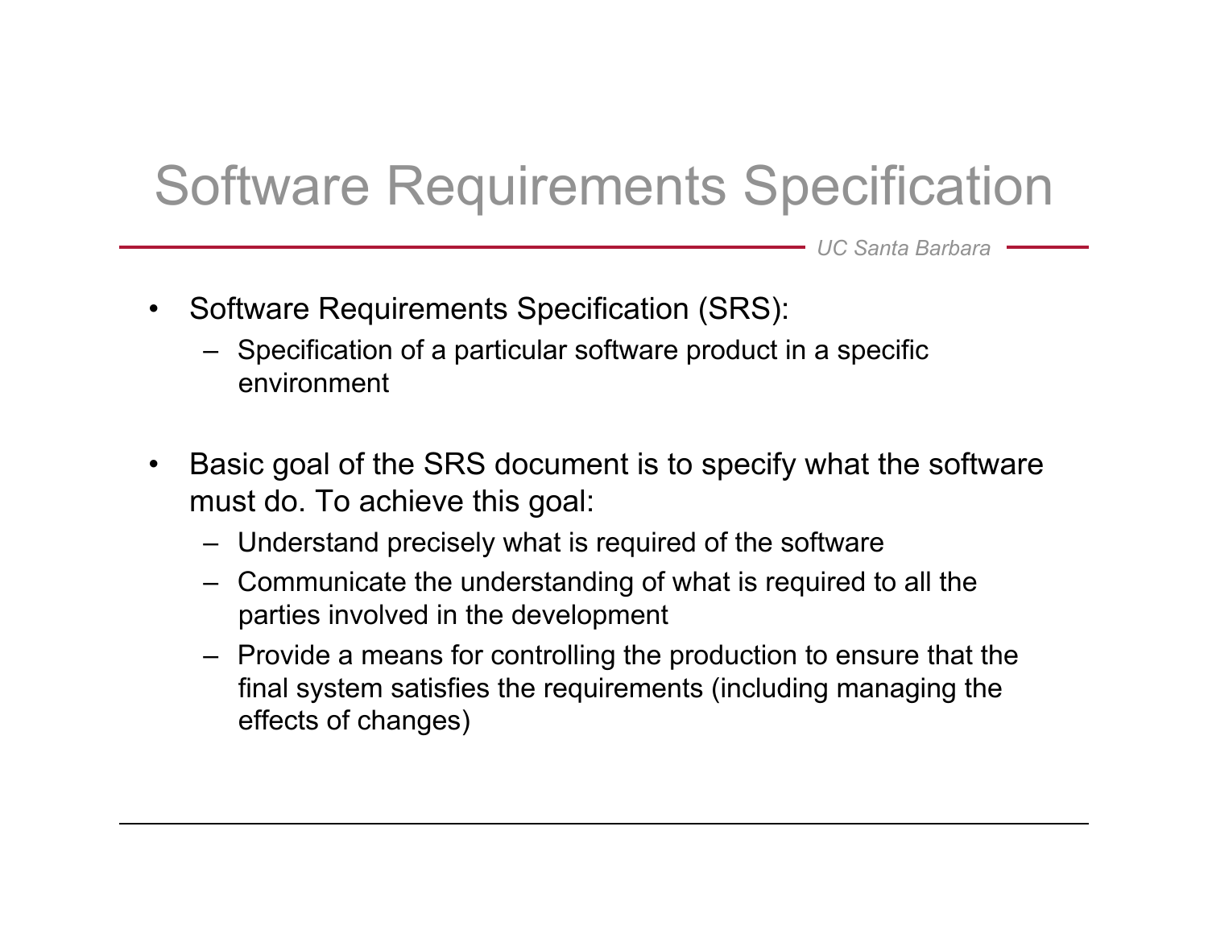# Software Requirements Specification

- Software Requirements Specification (SRS):
  - Specification of a particular software product in a specific environment

- Basic goal of the SRS document is to specify what the software must do. To achieve this goal:
  - Understand precisely what is required of the software
  - Communicate the understanding of what is required to all the parties involved in the development
  - Provide a means for controlling the production to ensure that the final system satisfies the requirements (including managing the effects of changes)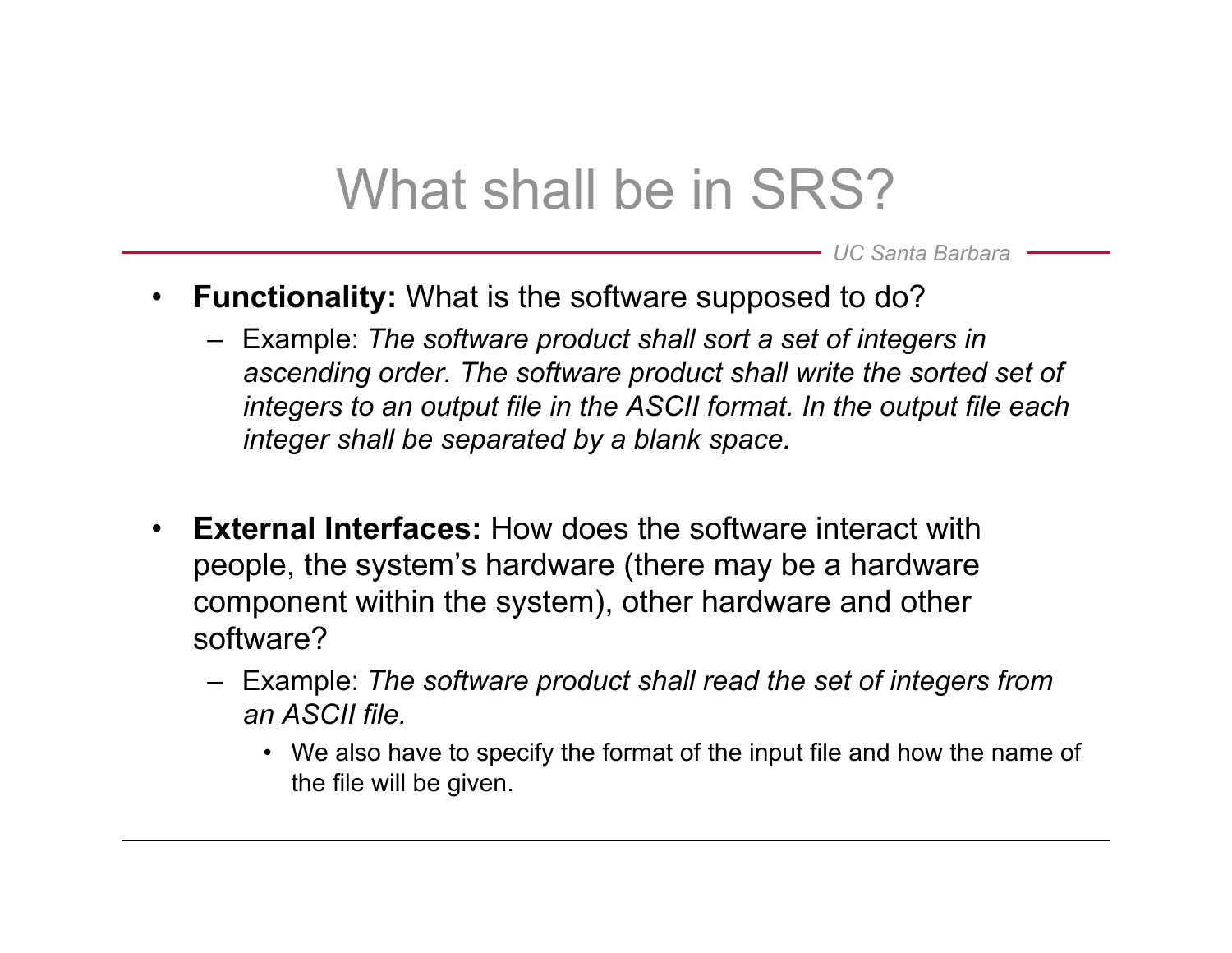# What shall be in SRS?

- **Functionality:** What is the software supposed to do?
  - Example: *The software product shall sort a set of integers in ascending order. The software product shall write the sorted set of integers to an output file in the ASCII format. In the output file each integer shall be separated by a blank space.*

- **External Interfaces:** How does the software interact with people, the system's hardware (there may be a hardware component within the system), other hardware and other software?
  - Example: *The software product shall read the set of integers from an ASCII file.*
    - We also have to specify the format of the input file and how the name of the file will be given.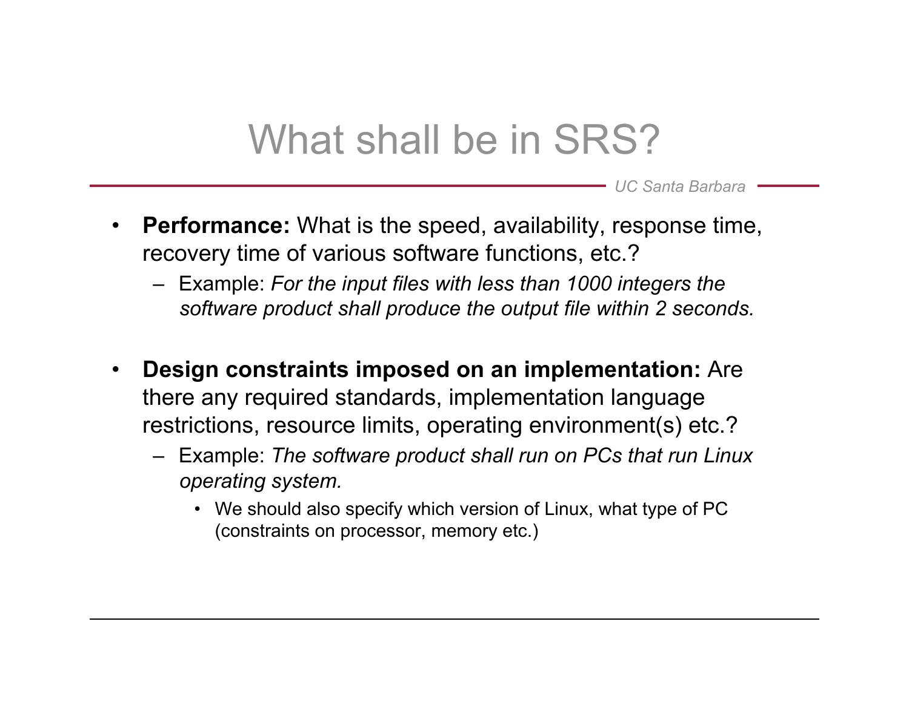# What shall be in SRS?

- **Performance:** What is the speed, availability, response time, recovery time of various software functions, etc.?
  - Example: *For the input files with less than 1000 integers the software product shall produce the output file within 2 seconds.*

- **Design constraints imposed on an implementation:** Are there any required standards, implementation language restrictions, resource limits, operating environment(s) etc.?
  - Example: *The software product shall run on PCs that run Linux operating system.*
    - We should also specify which version of Linux, what type of PC (constraints on processor, memory etc.)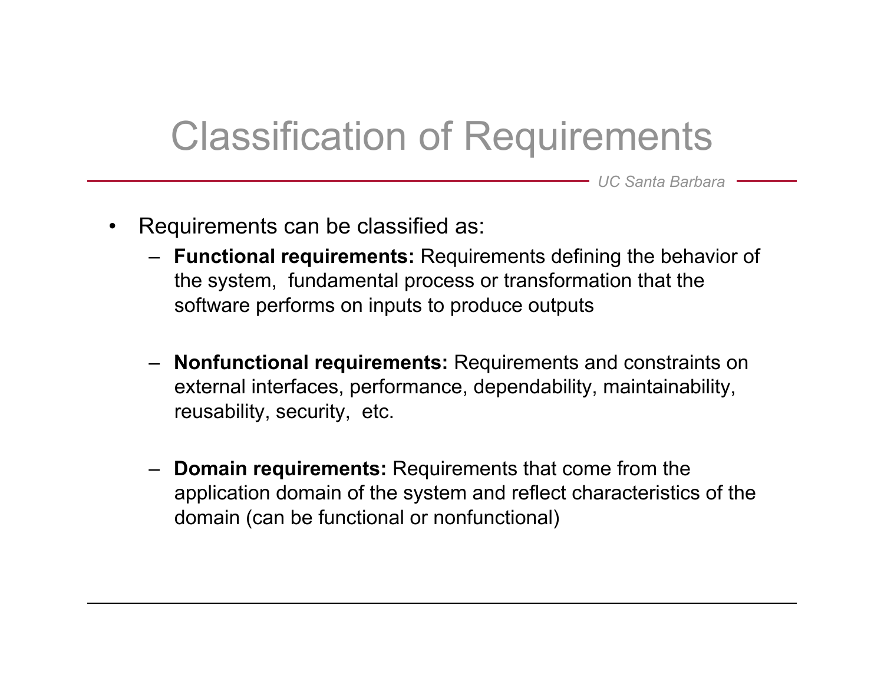# Classification of Requirements

- Requirements can be classified as:
  - **Functional requirements:** Requirements defining the behavior of the system, fundamental process or transformation that the software performs on inputs to produce outputs
  - **Nonfunctional requirements:** Requirements and constraints on external interfaces, performance, dependability, maintainability, reusability, security, etc.
  - **Domain requirements:** Requirements that come from the application domain of the system and reflect characteristics of the domain (can be functional or nonfunctional)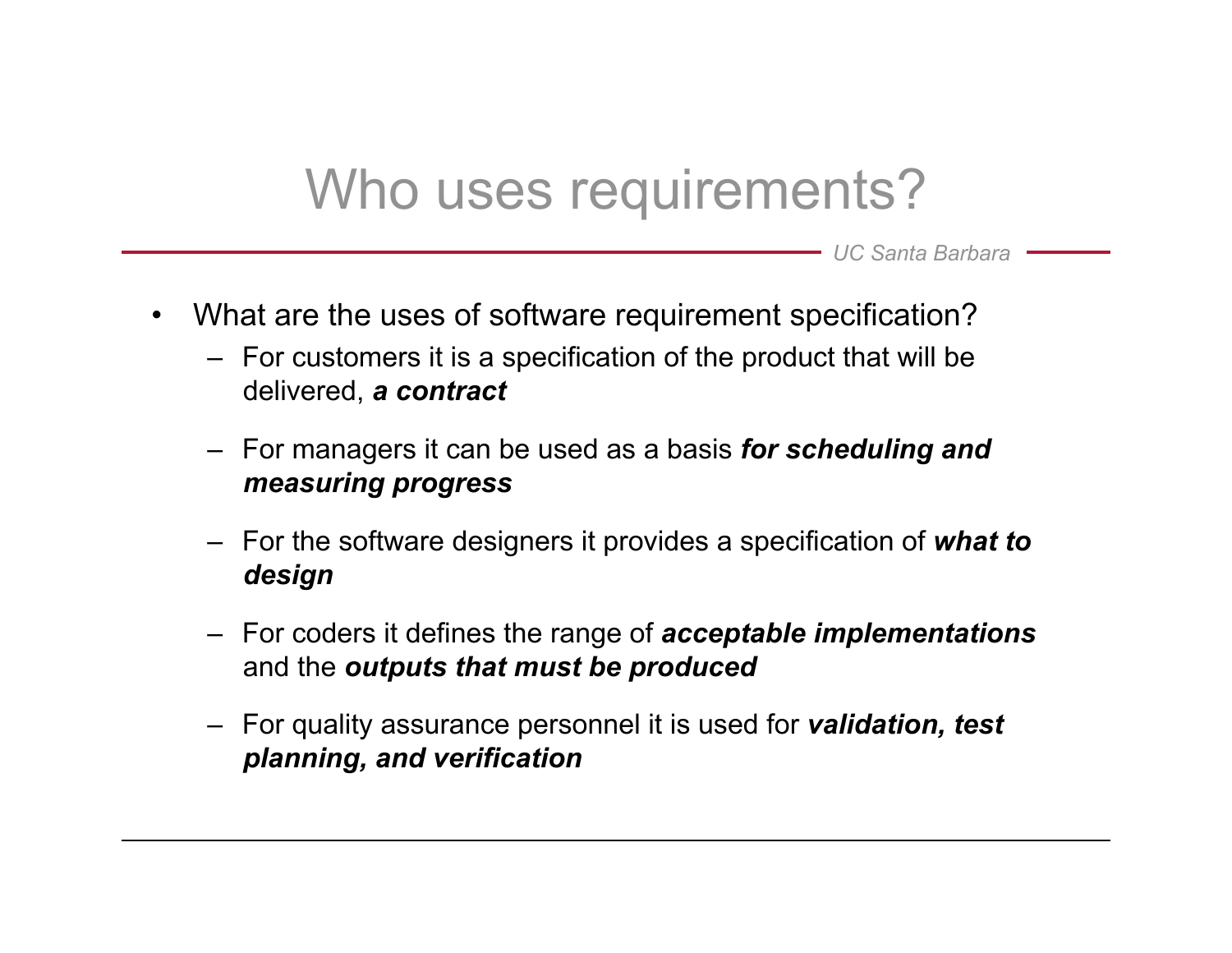# Who uses requirements?

- What are the uses of software requirement specification?
  - For customers it is a specification of the product that will be delivered, ***a contract***
  - For managers it can be used as a basis ***for scheduling and measuring progress***
  - For the software designers it provides a specification of ***what to design***
  - For coders it defines the range of ***acceptable implementations*** and the ***outputs that must be produced***
  - For quality assurance personnel it is used for ***validation, test planning, and verification***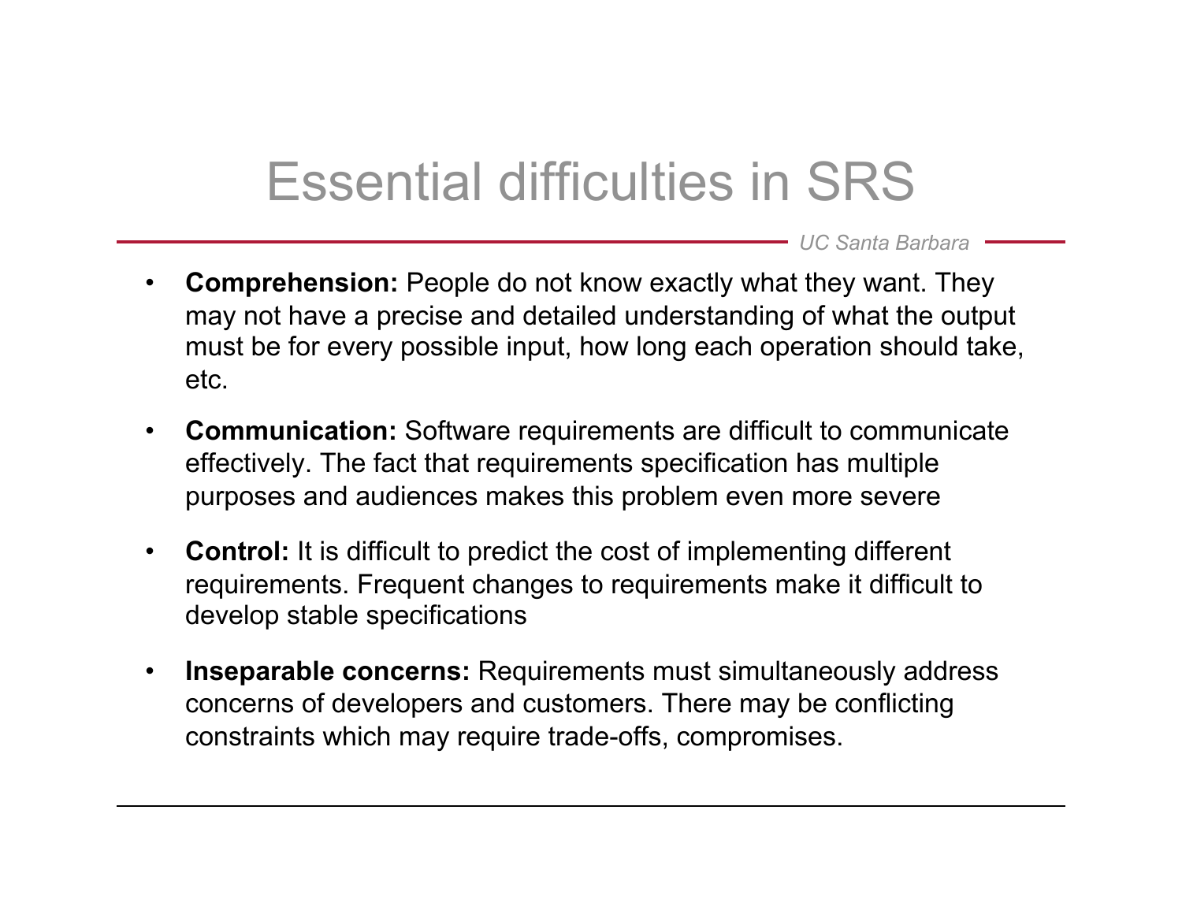# Essential difficulties in SRS

- **Comprehension:** People do not know exactly what they want. They may not have a precise and detailed understanding of what the output must be for every possible input, how long each operation should take, etc.

- **Communication:** Software requirements are difficult to communicate effectively. The fact that requirements specification has multiple purposes and audiences makes this problem even more severe

- **Control:** It is difficult to predict the cost of implementing different requirements. Frequent changes to requirements make it difficult to develop stable specifications

- **Inseparable concerns:** Requirements must simultaneously address concerns of developers and customers. There may be conflicting constraints which may require trade-offs, compromises.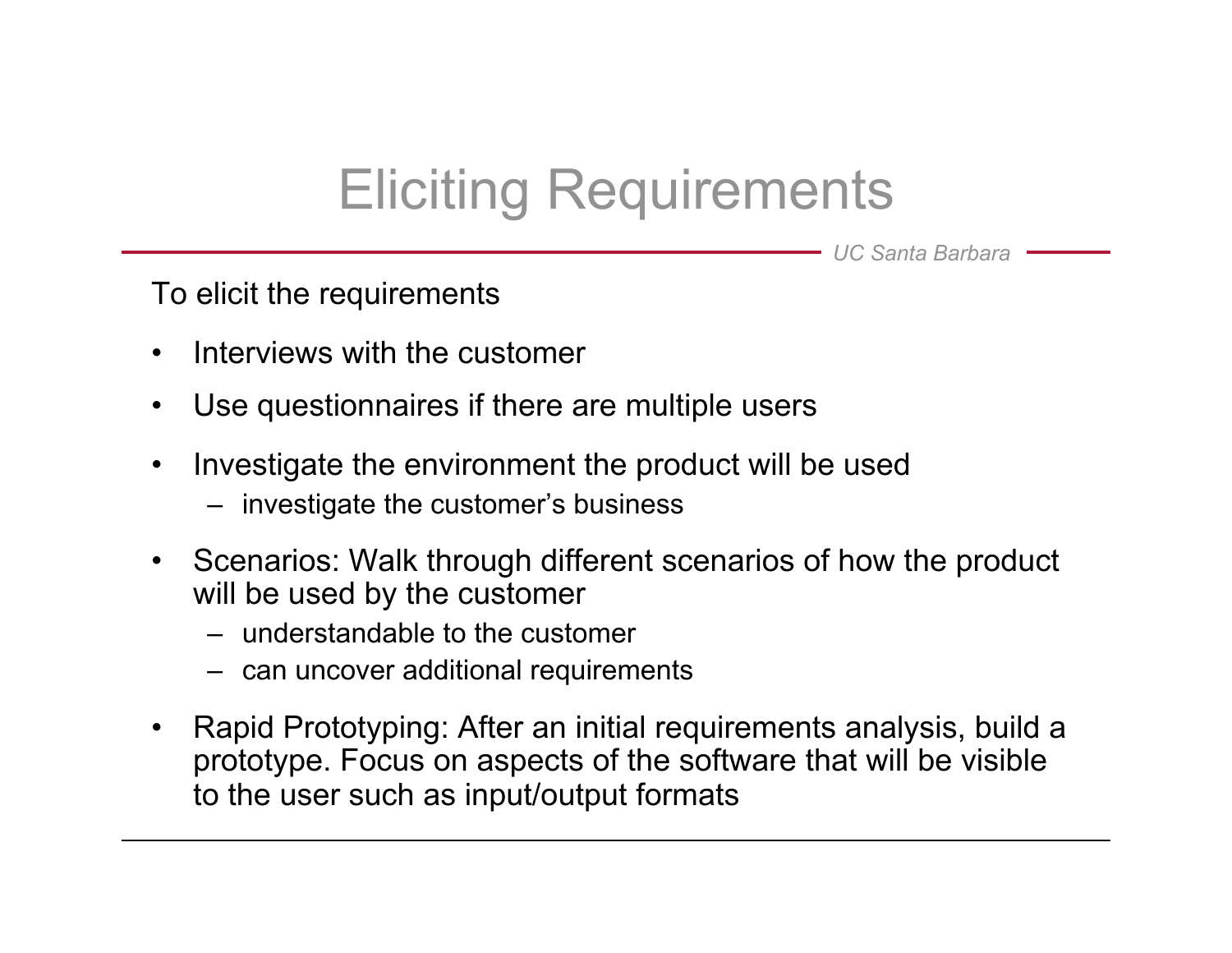# Eliciting Requirements

To elicit the requirements

- Interviews with the customer
- Use questionnaires if there are multiple users
- Investigate the environment the product will be used
  - investigate the customer's business
- Scenarios: Walk through different scenarios of how the product will be used by the customer
  - understandable to the customer
  - can uncover additional requirements
- Rapid Prototyping: After an initial requirements analysis, build a prototype. Focus on aspects of the software that will be visible to the user such as input/output formats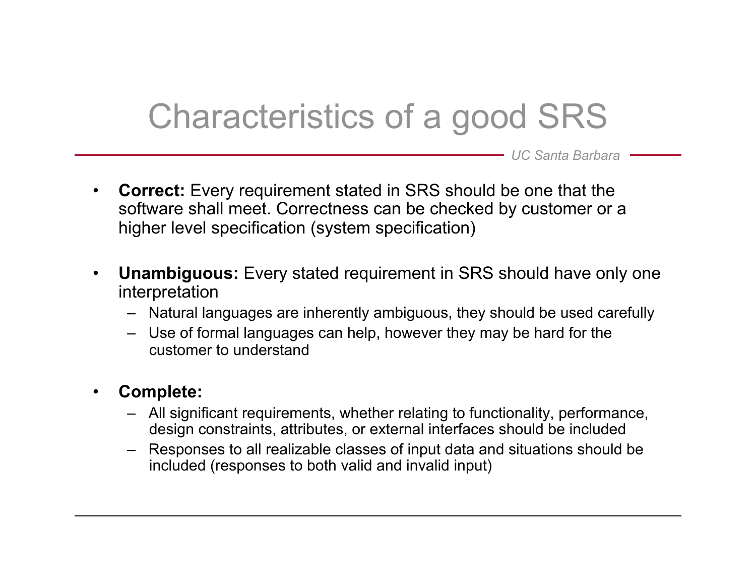# Characteristics of a good SRS

- **Correct:** Every requirement stated in SRS should be one that the software shall meet. Correctness can be checked by customer or a higher level specification (system specification)

- **Unambiguous:** Every stated requirement in SRS should have only one interpretation
  - Natural languages are inherently ambiguous, they should be used carefully
  - Use of formal languages can help, however they may be hard for the customer to understand

- **Complete:**
  - All significant requirements, whether relating to functionality, performance, design constraints, attributes, or external interfaces should be included
  - Responses to all realizable classes of input data and situations should be included (responses to both valid and invalid input)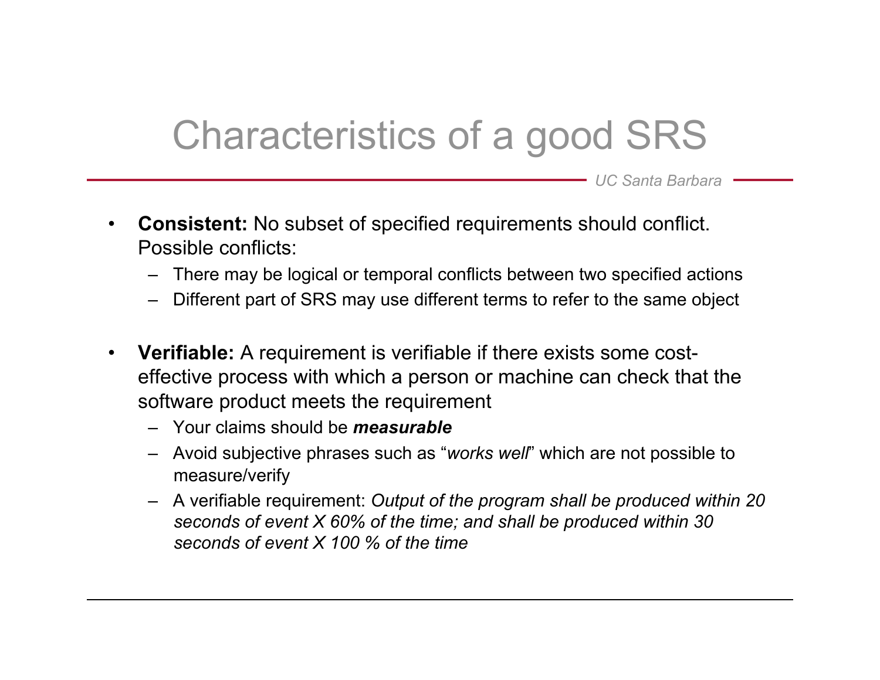# Characteristics of a good SRS

- **Consistent:** No subset of specified requirements should conflict. Possible conflicts:
  - There may be logical or temporal conflicts between two specified actions
  - Different part of SRS may use different terms to refer to the same object

- **Verifiable:** A requirement is verifiable if there exists some cost-effective process with which a person or machine can check that the software product meets the requirement
  - Your claims should be ***measurable***
  - Avoid subjective phrases such as "*works well*" which are not possible to measure/verify
  - A verifiable requirement: *Output of the program shall be produced within 20 seconds of event X 60% of the time; and shall be produced within 30 seconds of event X 100 % of the time*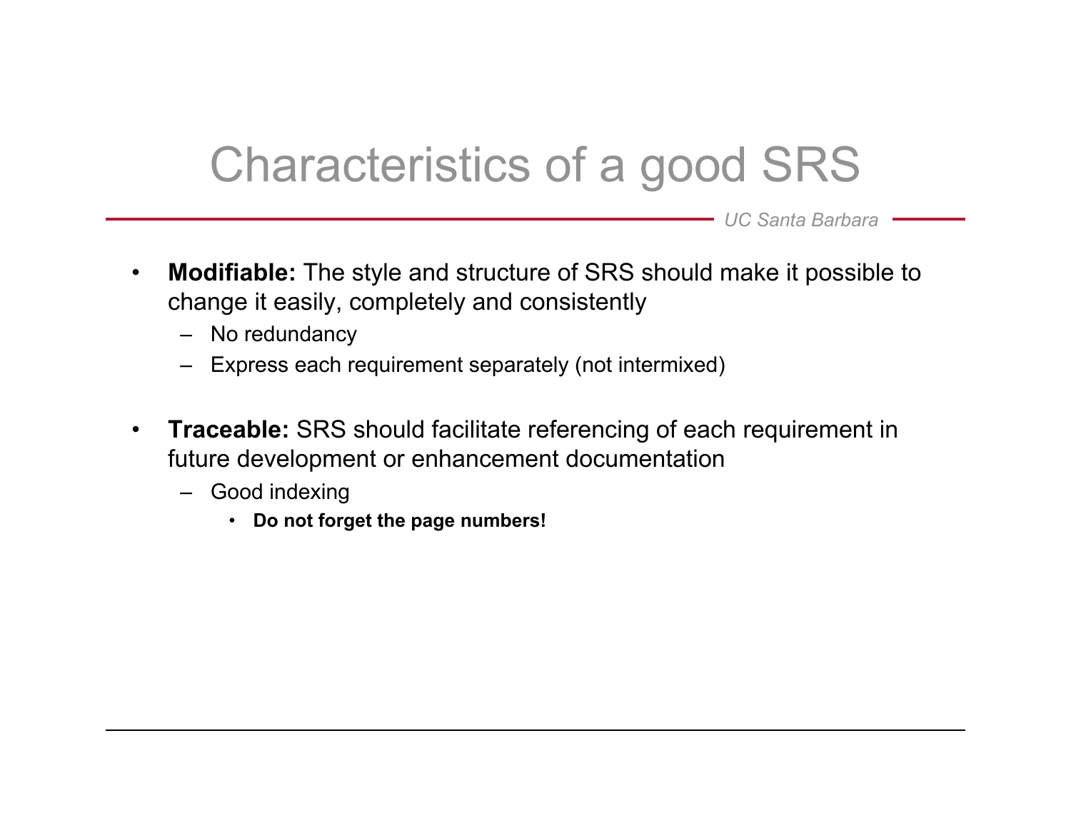# Characteristics of a good SRS

- **Modifiable:** The style and structure of SRS should make it possible to change it easily, completely and consistently
  - No redundancy
  - Express each requirement separately (not intermixed)

- **Traceable:** SRS should facilitate referencing of each requirement in future development or enhancement documentation
  - Good indexing
    - **Do not forget the page numbers!**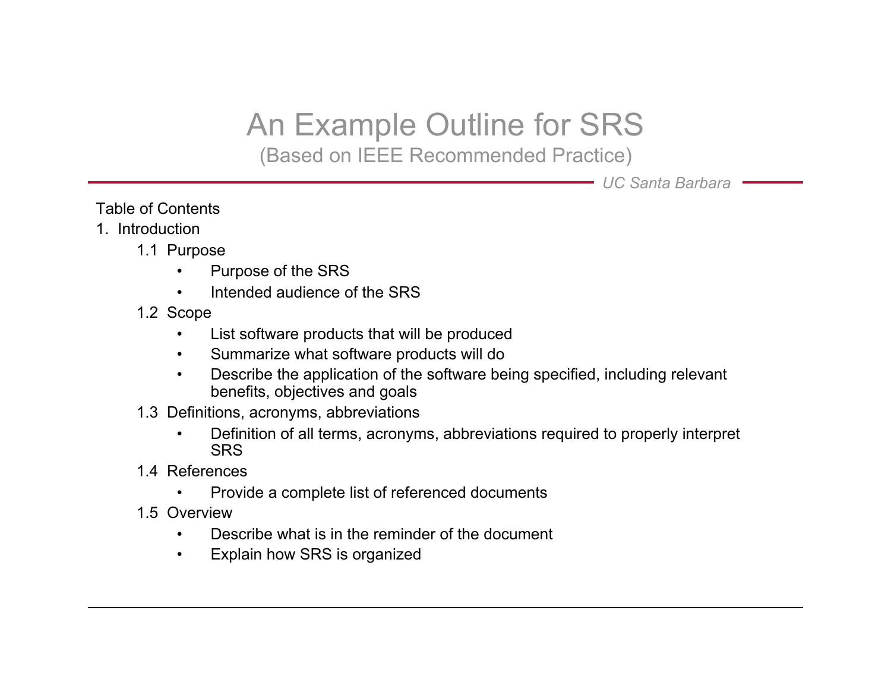# An Example Outline for SRS

## (Based on IEEE Recommended Practice)

*UC Santa Barbara*

Table of Contents

1. Introduction
   - 1.1 Purpose
     - Purpose of the SRS
     - Intended audience of the SRS
   - 1.2 Scope
     - List software products that will be produced
     - Summarize what software products will do
     - Describe the application of the software being specified, including relevant benefits, objectives and goals
   - 1.3 Definitions, acronyms, abbreviations
     - Definition of all terms, acronyms, abbreviations required to properly interpret SRS
   - 1.4 References
     - Provide a complete list of referenced documents
   - 1.5 Overview
     - Describe what is in the reminder of the document
     - Explain how SRS is organized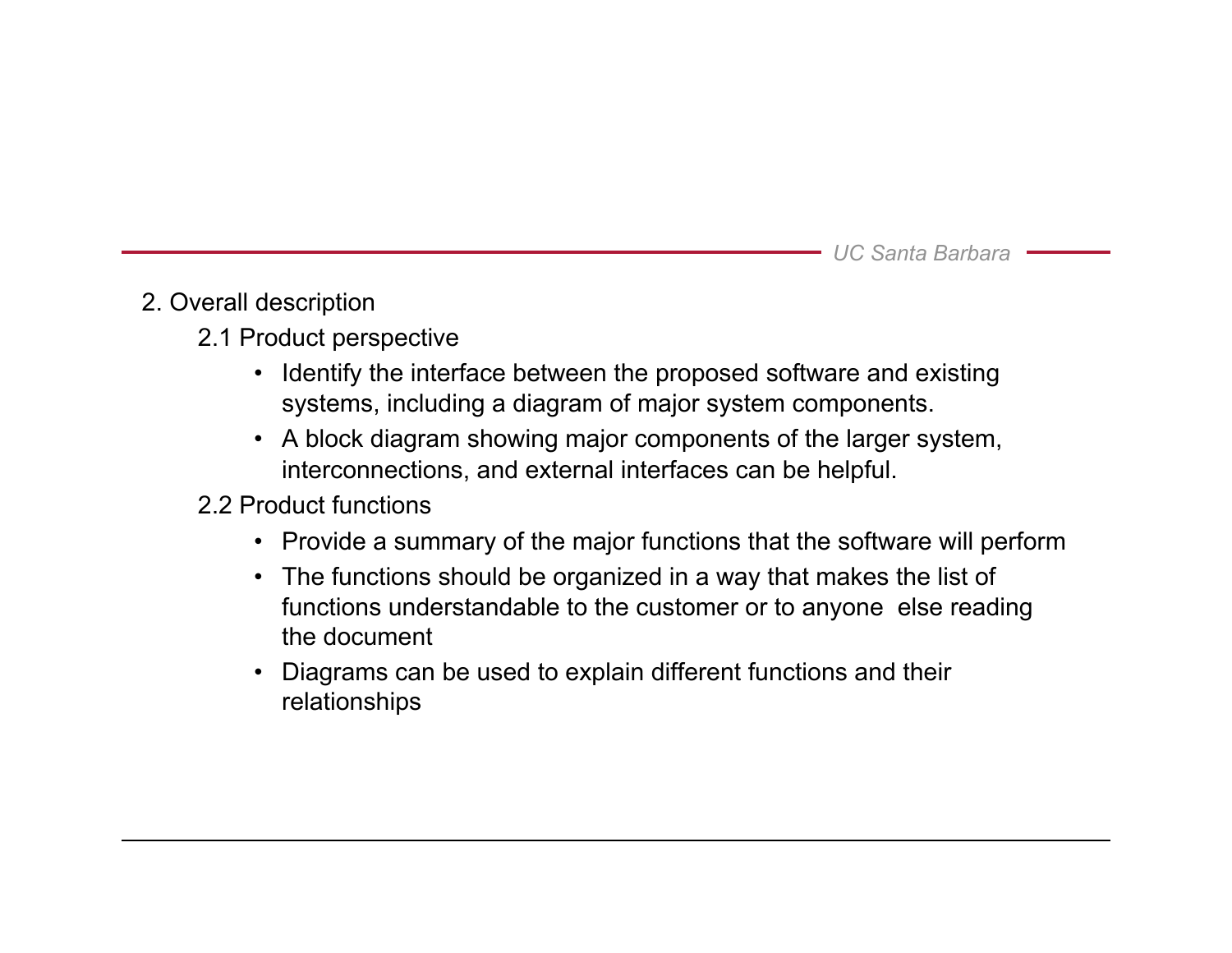## 2. Overall description

### 2.1 Product perspective

- Identify the interface between the proposed software and existing systems, including a diagram of major system components.
- A block diagram showing major components of the larger system, interconnections, and external interfaces can be helpful.

### 2.2 Product functions

- Provide a summary of the major functions that the software will perform
- The functions should be organized in a way that makes the list of functions understandable to the customer or to anyone else reading the document
- Diagrams can be used to explain different functions and their relationships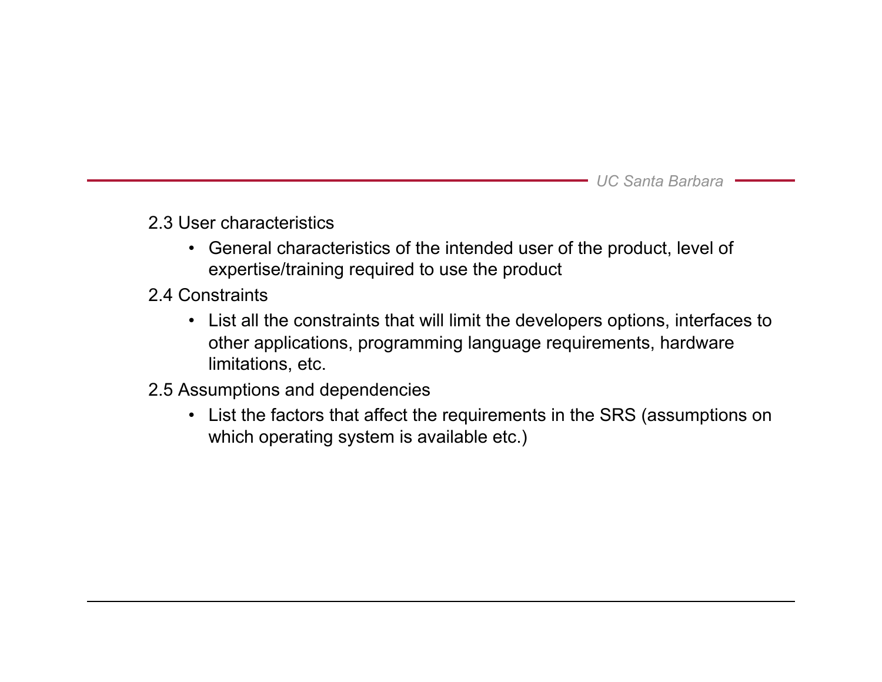2.3 User characteristics

- General characteristics of the intended user of the product, level of expertise/training required to use the product

2.4 Constraints

- List all the constraints that will limit the developers options, interfaces to other applications, programming language requirements, hardware limitations, etc.

2.5 Assumptions and dependencies

- List the factors that affect the requirements in the SRS (assumptions on which operating system is available etc.)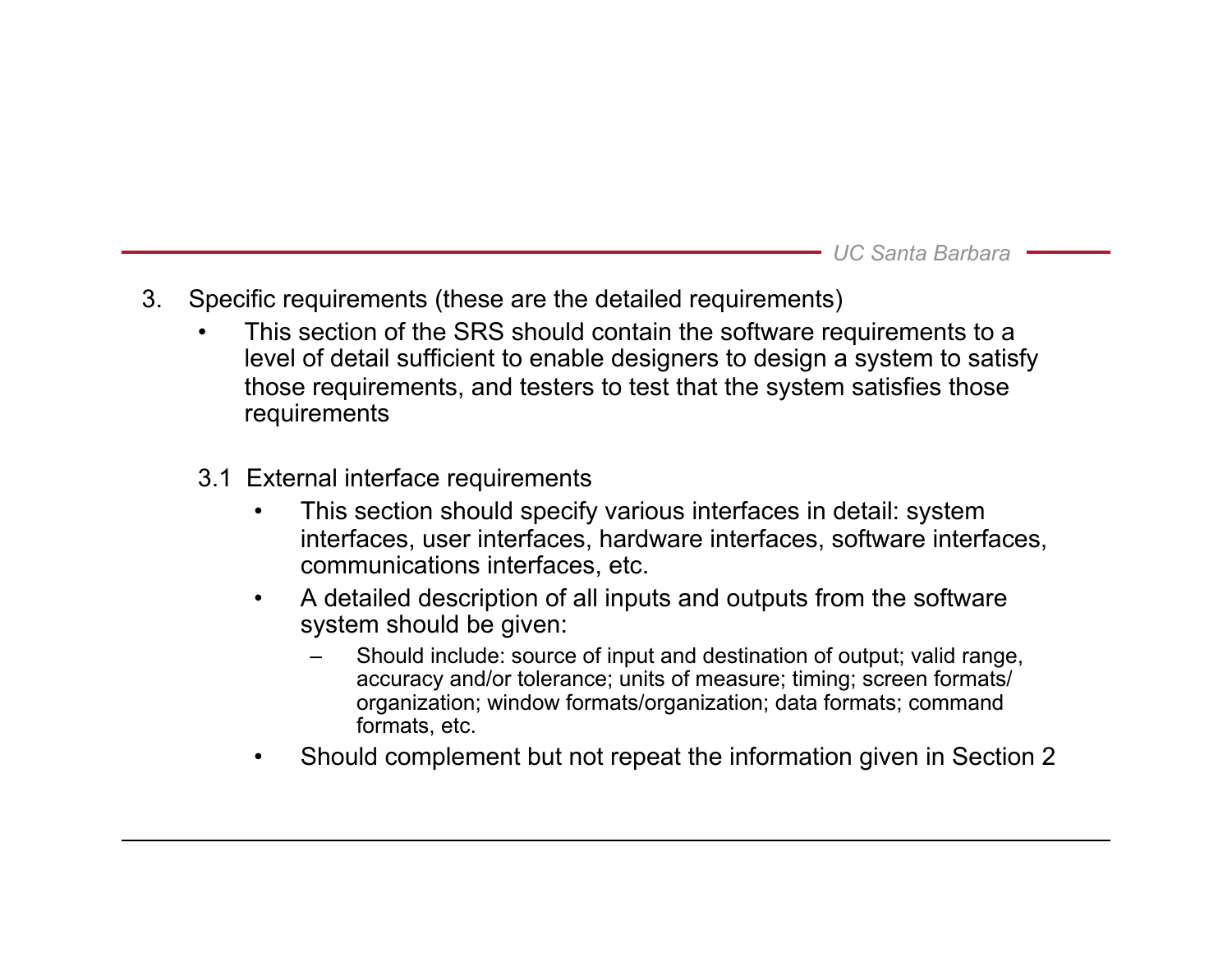3. Specific requirements (these are the detailed requirements)
   - This section of the SRS should contain the software requirements to a level of detail sufficient to enable designers to design a system to satisfy those requirements, and testers to test that the system satisfies those requirements

   3.1 External interface requirements
   - This section should specify various interfaces in detail: system interfaces, user interfaces, hardware interfaces, software interfaces, communications interfaces, etc.
   - A detailed description of all inputs and outputs from the software system should be given:
     - Should include: source of input and destination of output; valid range, accuracy and/or tolerance; units of measure; timing; screen formats/ organization; window formats/organization; data formats; command formats, etc.
   - Should complement but not repeat the information given in Section 2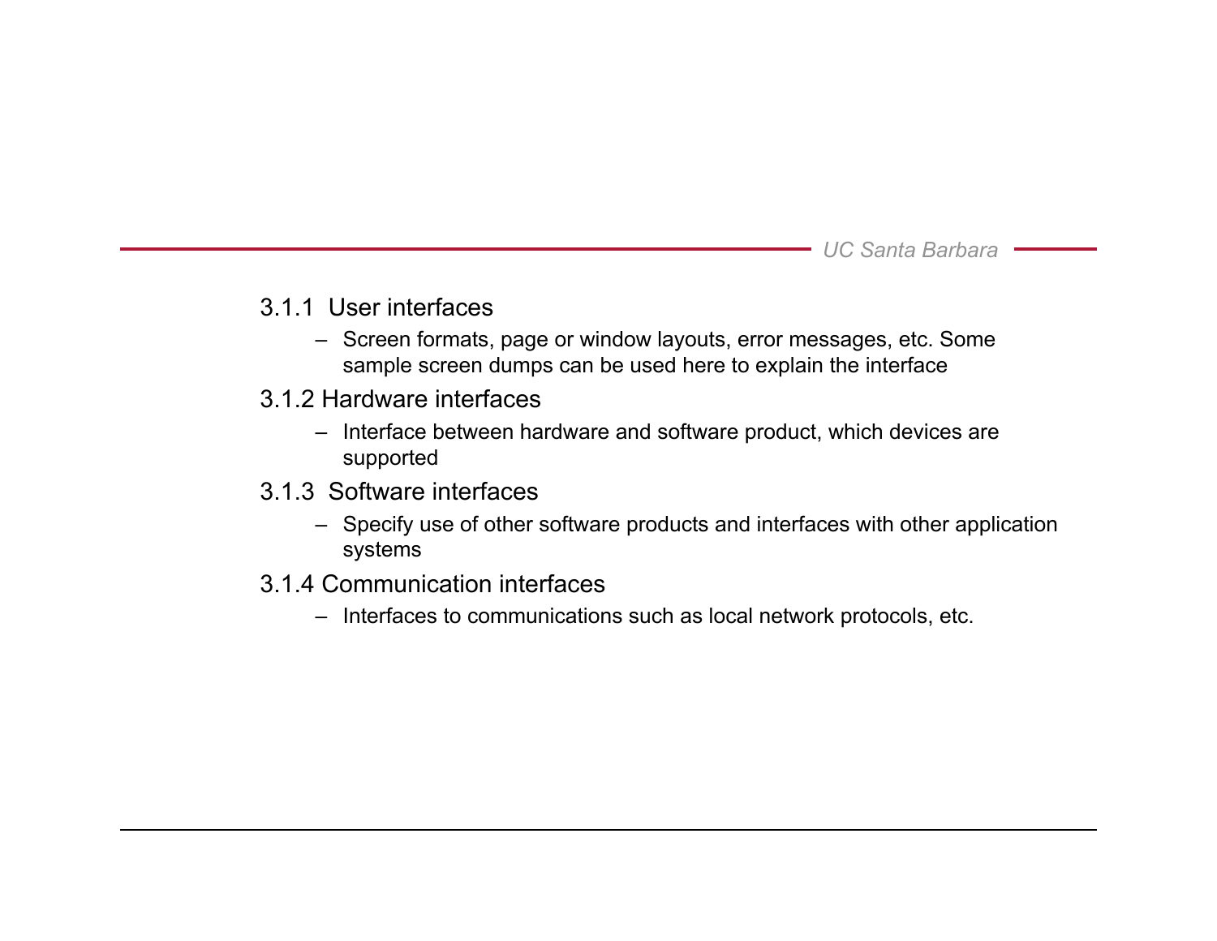3.1.1 User interfaces

- Screen formats, page or window layouts, error messages, etc. Some sample screen dumps can be used here to explain the interface

3.1.2 Hardware interfaces

- Interface between hardware and software product, which devices are supported

3.1.3 Software interfaces

- Specify use of other software products and interfaces with other application systems

3.1.4 Communication interfaces

- Interfaces to communications such as local network protocols, etc.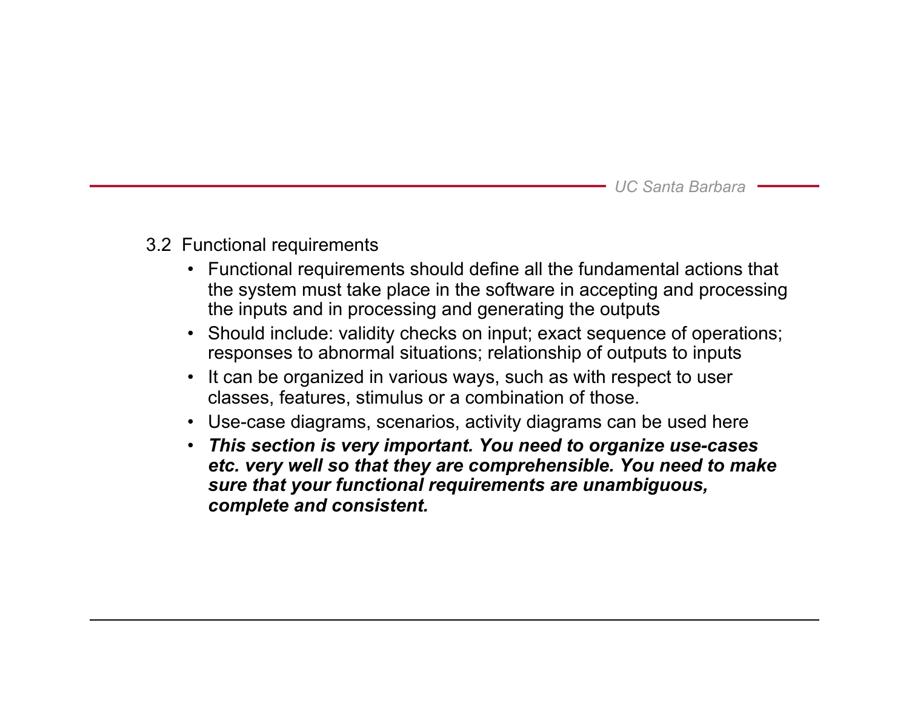3.2 Functional requirements

- Functional requirements should define all the fundamental actions that the system must take place in the software in accepting and processing the inputs and in processing and generating the outputs
- Should include: validity checks on input; exact sequence of operations; responses to abnormal situations; relationship of outputs to inputs
- It can be organized in various ways, such as with respect to user classes, features, stimulus or a combination of those.
- Use-case diagrams, scenarios, activity diagrams can be used here
- ***This section is very important. You need to organize use-cases etc. very well so that they are comprehensible. You need to make sure that your functional requirements are unambiguous, complete and consistent.***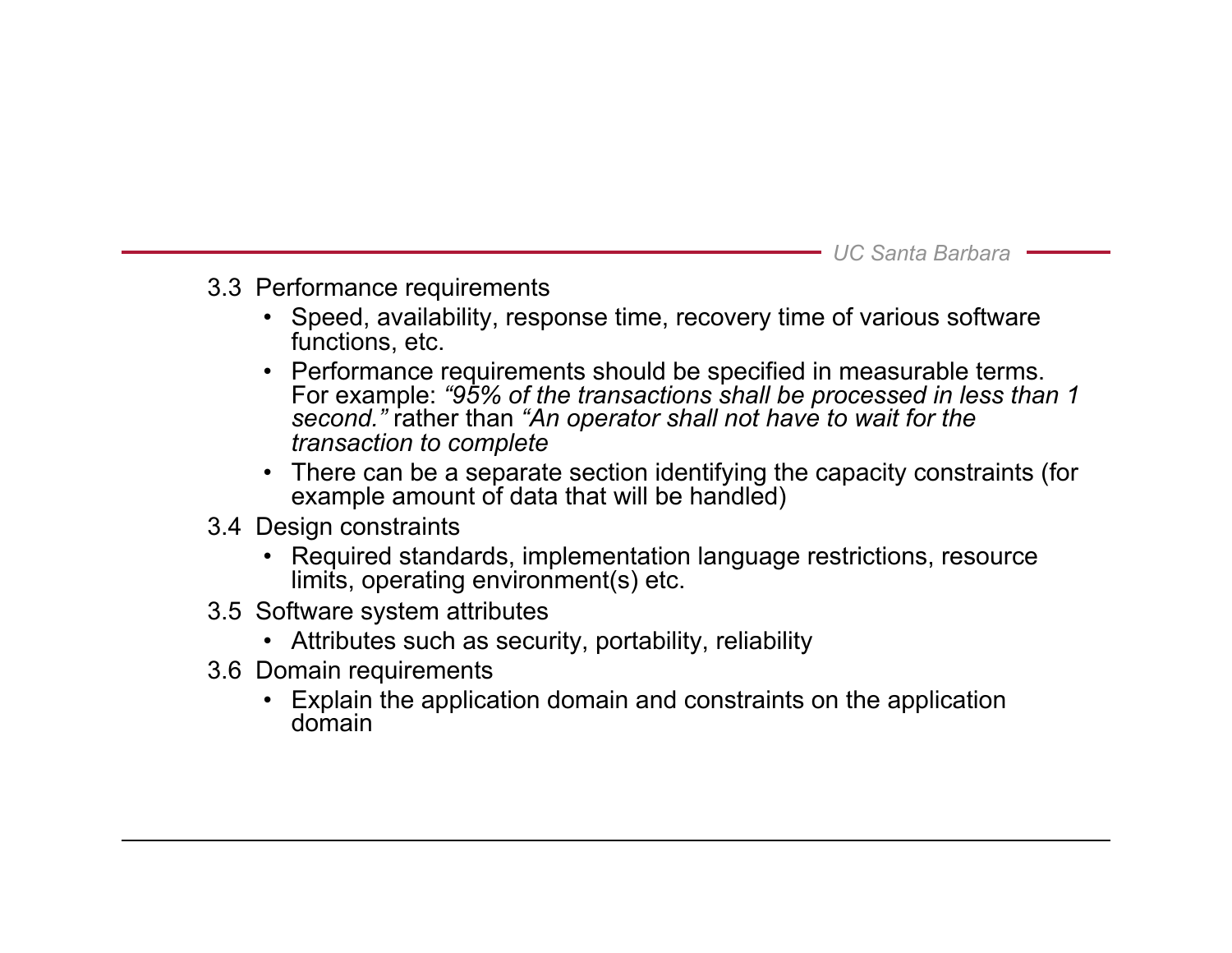3.3 Performance requirements

- Speed, availability, response time, recovery time of various software functions, etc.
- Performance requirements should be specified in measurable terms. For example: *“95% of the transactions shall be processed in less than 1 second.”* rather than *“An operator shall not have to wait for the transaction to complete*
- There can be a separate section identifying the capacity constraints (for example amount of data that will be handled)

3.4 Design constraints

- Required standards, implementation language restrictions, resource limits, operating environment(s) etc.

3.5 Software system attributes

- Attributes such as security, portability, reliability

3.6 Domain requirements

- Explain the application domain and constraints on the application domain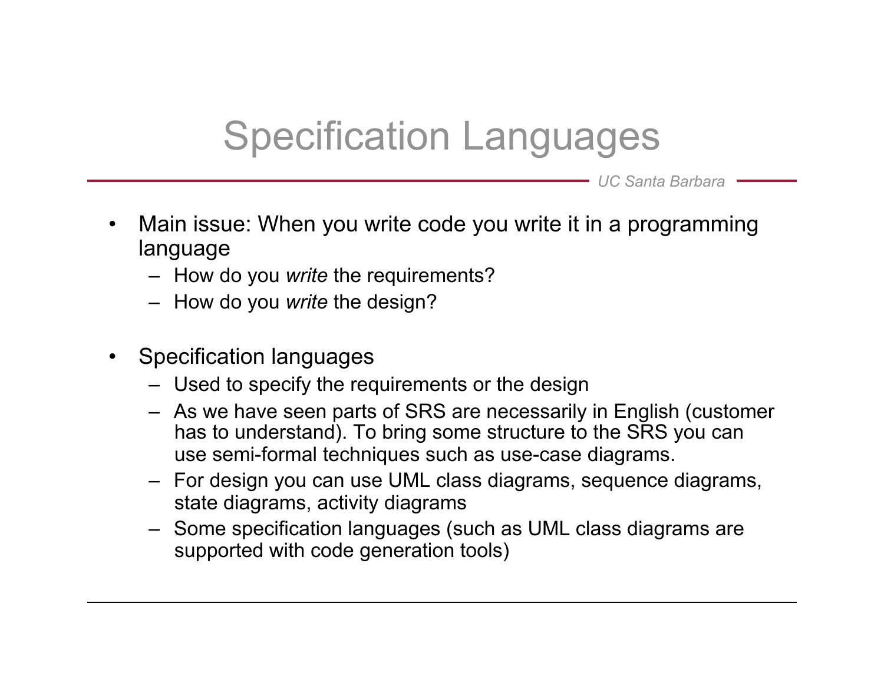# Specification Languages

- Main issue: When you write code you write it in a programming language
  - How do you *write* the requirements?
  - How do you *write* the design?

- Specification languages
  - Used to specify the requirements or the design
  - As we have seen parts of SRS are necessarily in English (customer has to understand). To bring some structure to the SRS you can use semi-formal techniques such as use-case diagrams.
  - For design you can use UML class diagrams, sequence diagrams, state diagrams, activity diagrams
  - Some specification languages (such as UML class diagrams are supported with code generation tools)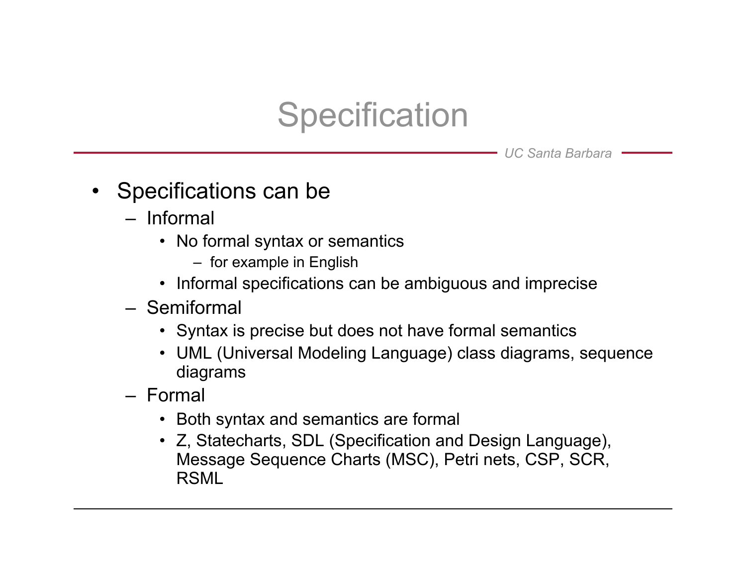# Specification

- Specifications can be
  - Informal
    - No formal syntax or semantics
      - for example in English
    - Informal specifications can be ambiguous and imprecise
  - Semiformal
    - Syntax is precise but does not have formal semantics
    - UML (Universal Modeling Language) class diagrams, sequence diagrams
  - Formal
    - Both syntax and semantics are formal
    - Z, Statecharts, SDL (Specification and Design Language), Message Sequence Charts (MSC), Petri nets, CSP, SCR, RSML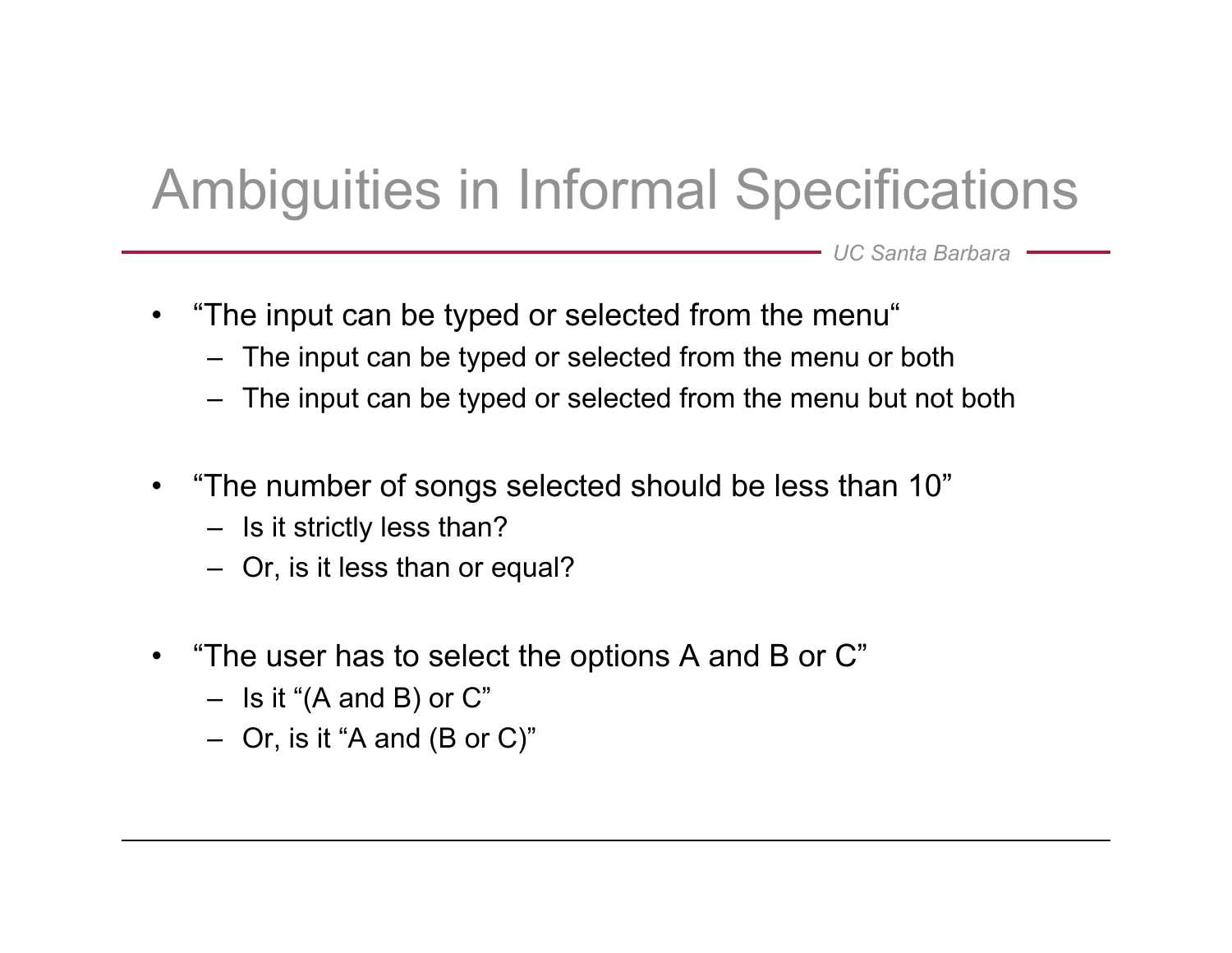# Ambiguities in Informal Specifications

- “The input can be typed or selected from the menu“
  - The input can be typed or selected from the menu or both
  - The input can be typed or selected from the menu but not both

- “The number of songs selected should be less than 10”
  - Is it strictly less than?
  - Or, is it less than or equal?

- “The user has to select the options A and B or C”
  - Is it “(A and B) or C”
  - Or, is it “A and (B or C)”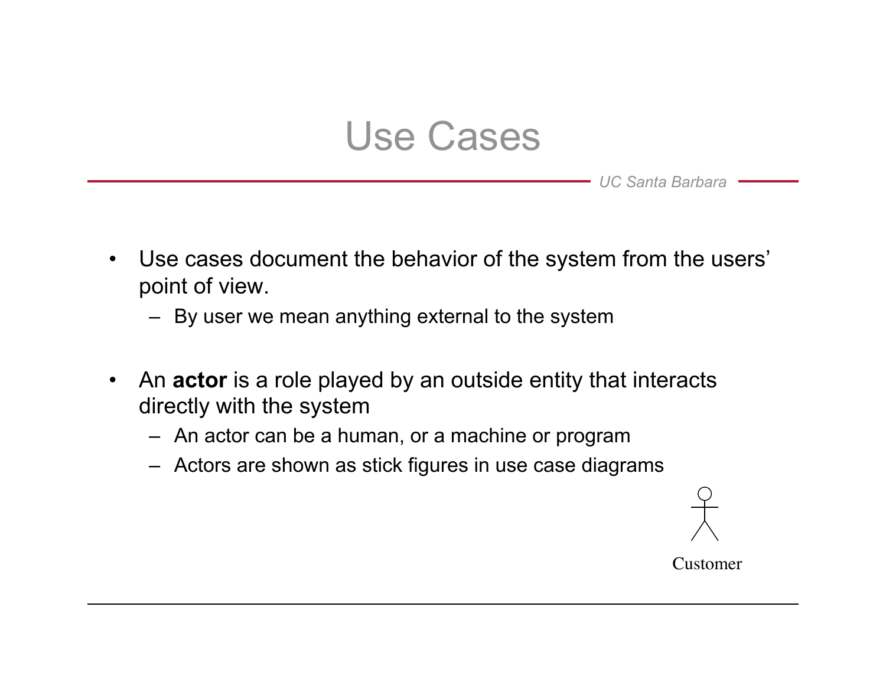# Use Cases

- Use cases document the behavior of the system from the users' point of view.
  - By user we mean anything external to the system

- An **actor** is a role played by an outside entity that interacts directly with the system
  - An actor can be a human, or a machine or program
  - Actors are shown as stick figures in use case diagrams

Customer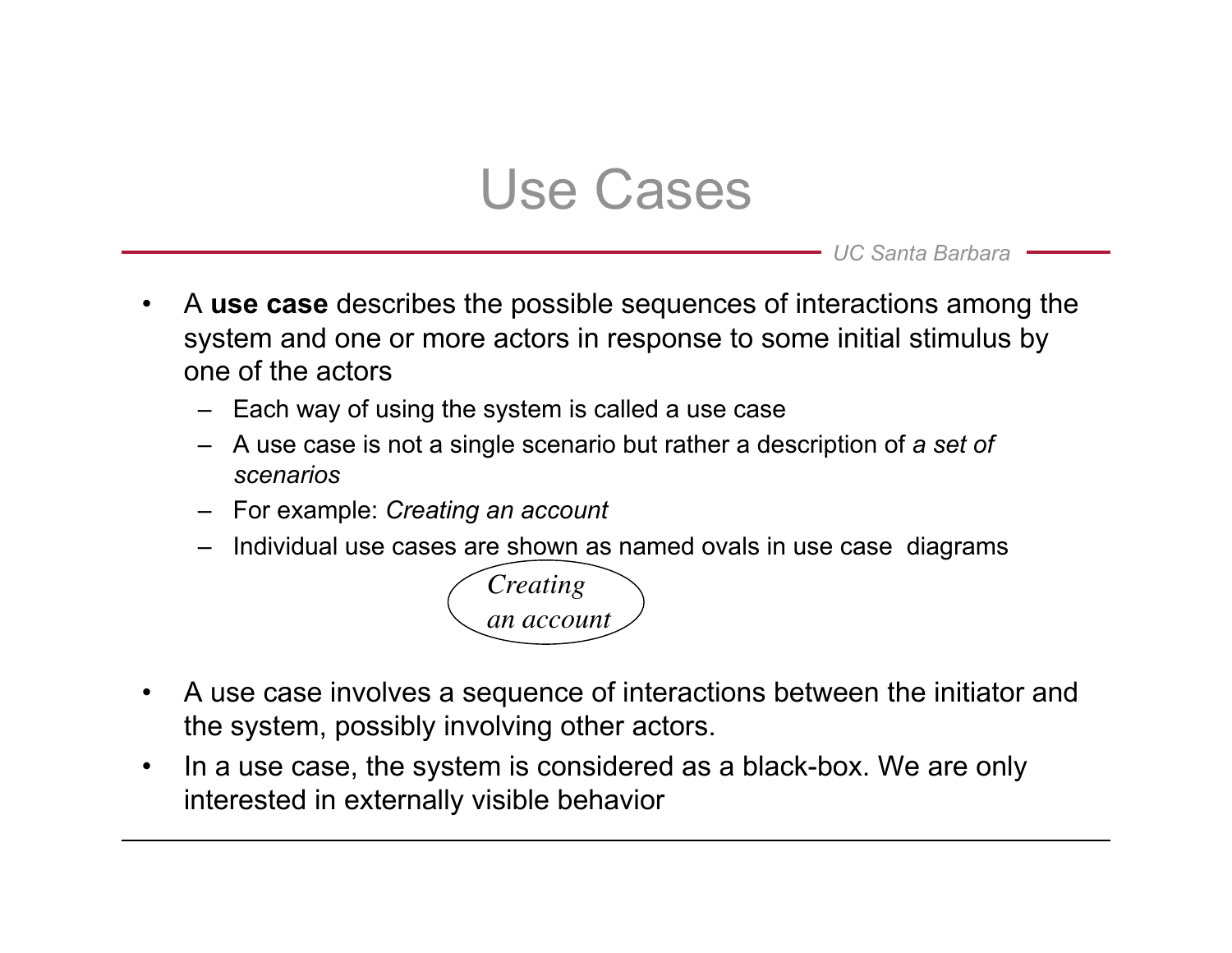# Use Cases

- A **use case** describes the possible sequences of interactions among the system and one or more actors in response to some initial stimulus by one of the actors
  - Each way of using the system is called a use case
  - A use case is not a single scenario but rather a description of *a set of scenarios*
  - For example: *Creating an account*
  - Individual use cases are shown as named ovals in use case diagrams

*Creating an account*

- A use case involves a sequence of interactions between the initiator and the system, possibly involving other actors.
- In a use case, the system is considered as a black-box. We are only interested in externally visible behavior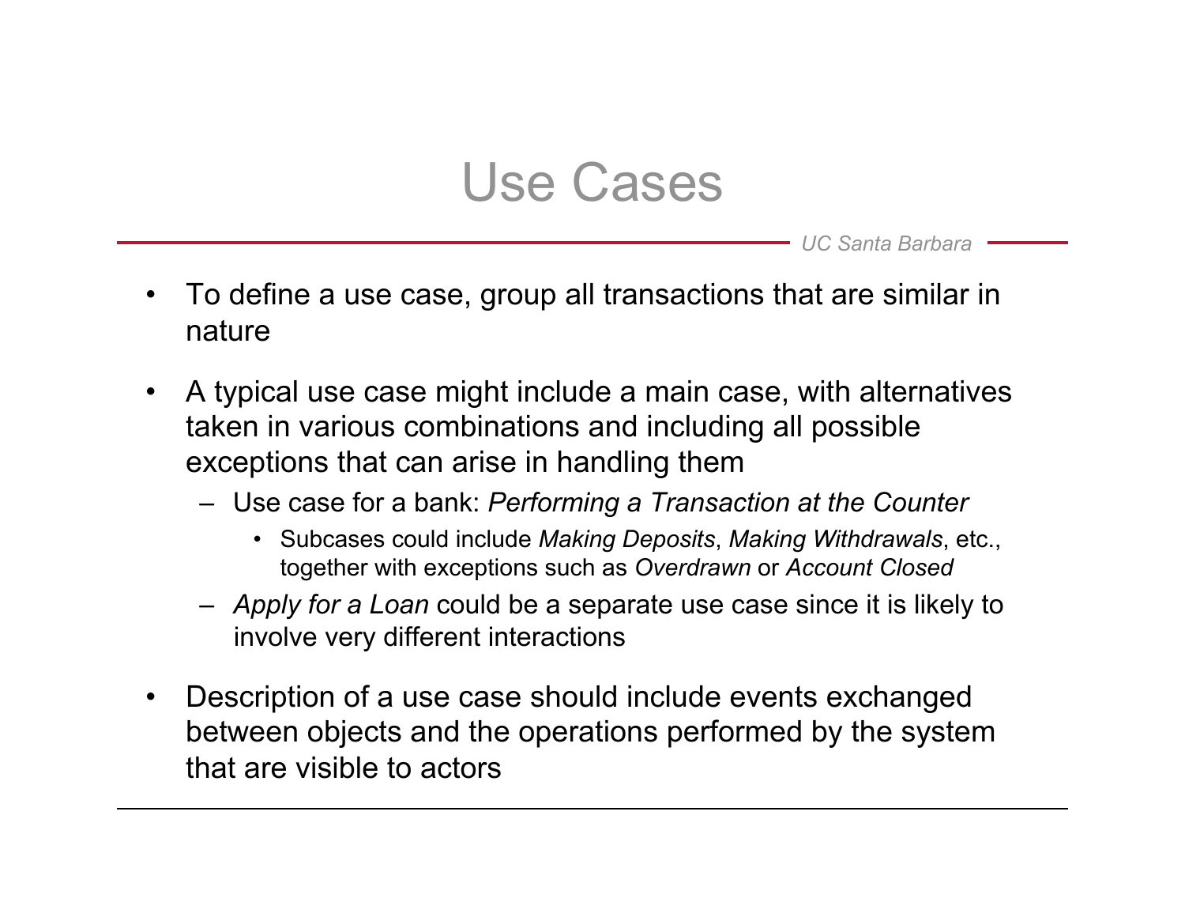# Use Cases

- To define a use case, group all transactions that are similar in nature
- A typical use case might include a main case, with alternatives taken in various combinations and including all possible exceptions that can arise in handling them
  - Use case for a bank: *Performing a Transaction at the Counter*
    - Subcases could include *Making Deposits*, *Making Withdrawals*, etc., together with exceptions such as *Overdrawn* or *Account Closed*
  - *Apply for a Loan* could be a separate use case since it is likely to involve very different interactions
- Description of a use case should include events exchanged between objects and the operations performed by the system that are visible to actors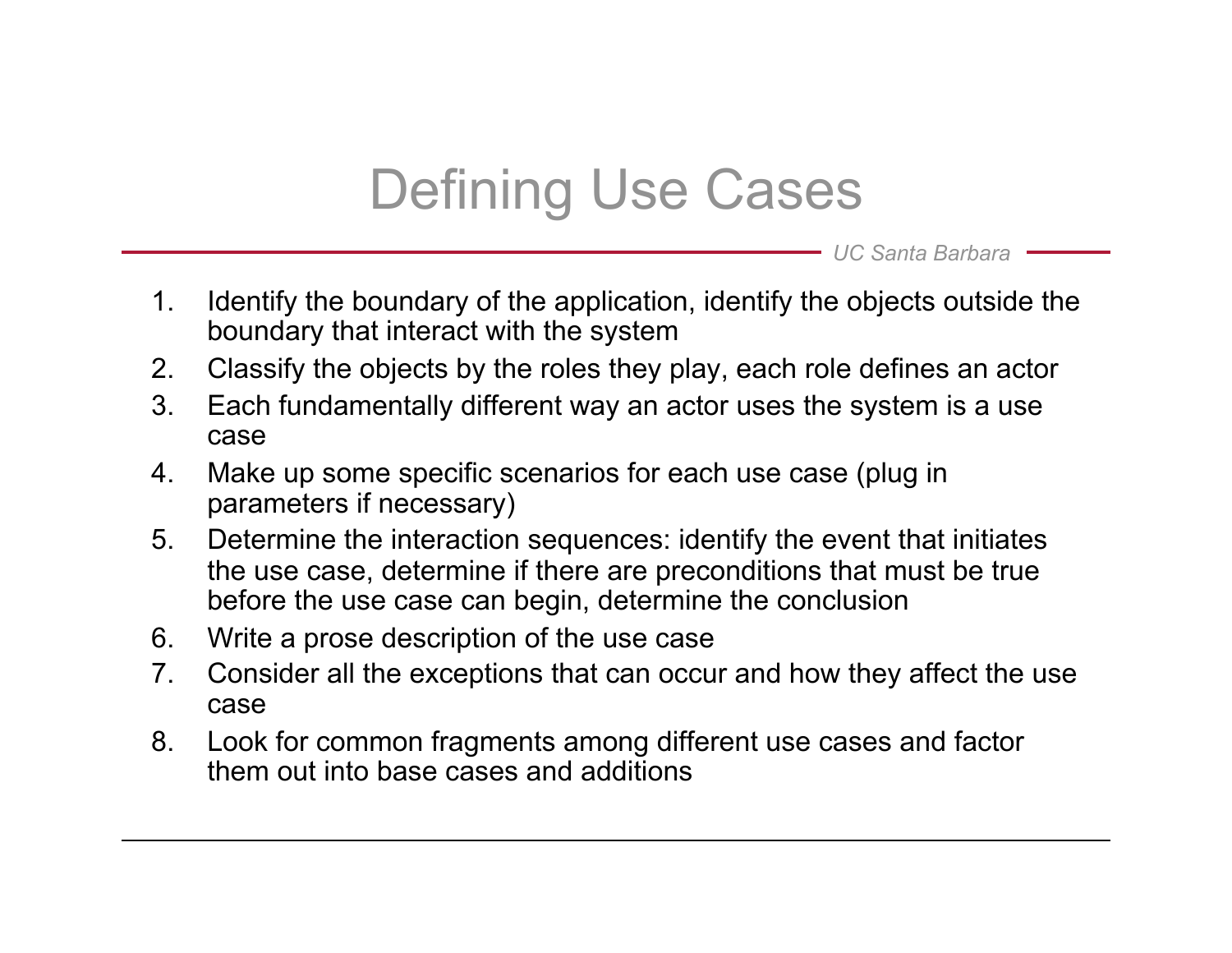# Defining Use Cases

1. Identify the boundary of the application, identify the objects outside the boundary that interact with the system
2. Classify the objects by the roles they play, each role defines an actor
3. Each fundamentally different way an actor uses the system is a use case
4. Make up some specific scenarios for each use case (plug in parameters if necessary)
5. Determine the interaction sequences: identify the event that initiates the use case, determine if there are preconditions that must be true before the use case can begin, determine the conclusion
6. Write a prose description of the use case
7. Consider all the exceptions that can occur and how they affect the use case
8. Look for common fragments among different use cases and factor them out into base cases and additions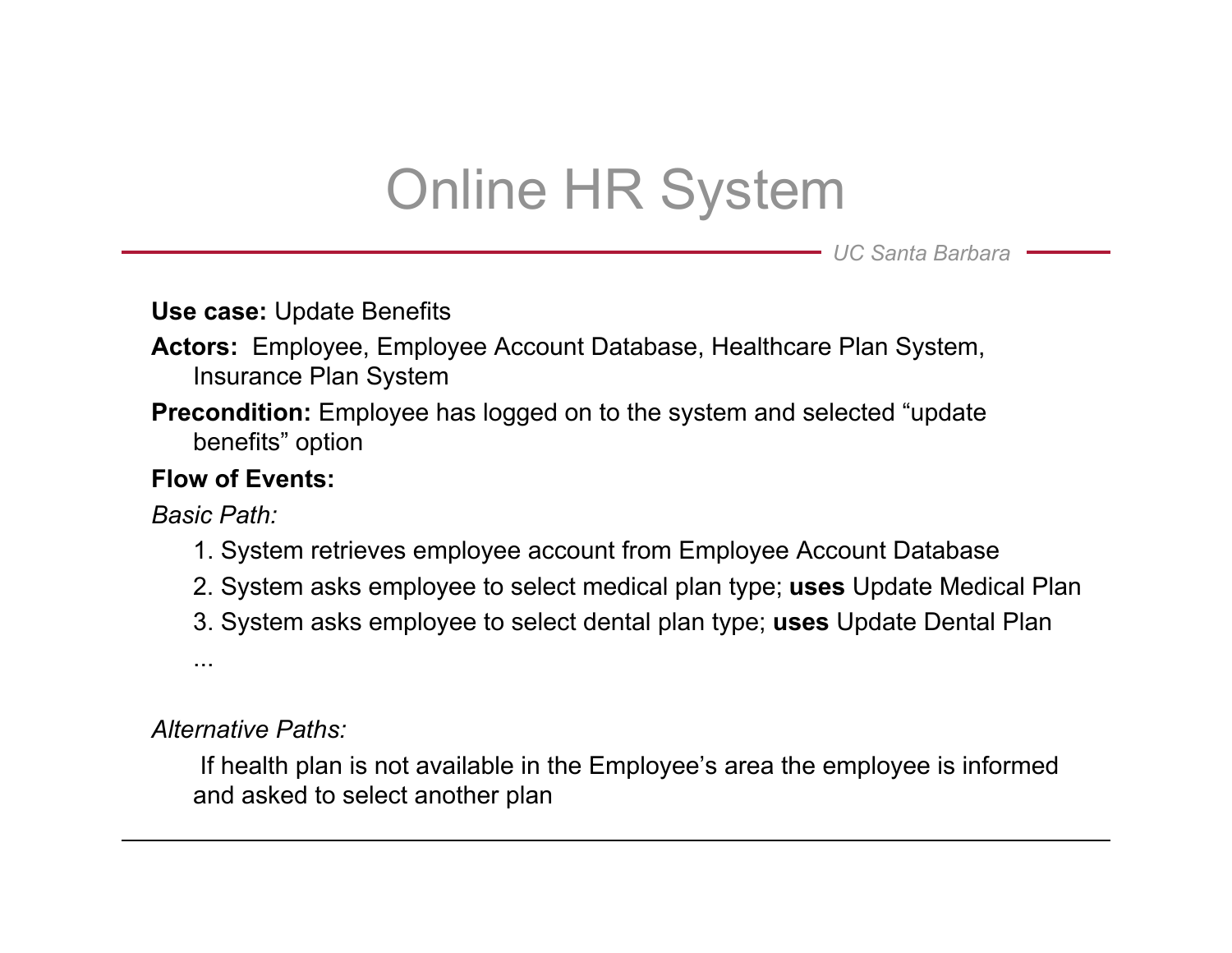# Online HR System

**Use case:** Update Benefits

**Actors:** Employee, Employee Account Database, Healthcare Plan System, Insurance Plan System

**Precondition:** Employee has logged on to the system and selected “update benefits” option

**Flow of Events:**

*Basic Path:*

1. System retrieves employee account from Employee Account Database
2. System asks employee to select medical plan type; **uses** Update Medical Plan
3. System asks employee to select dental plan type; **uses** Update Dental Plan

...

*Alternative Paths:*

If health plan is not available in the Employee’s area the employee is informed and asked to select another plan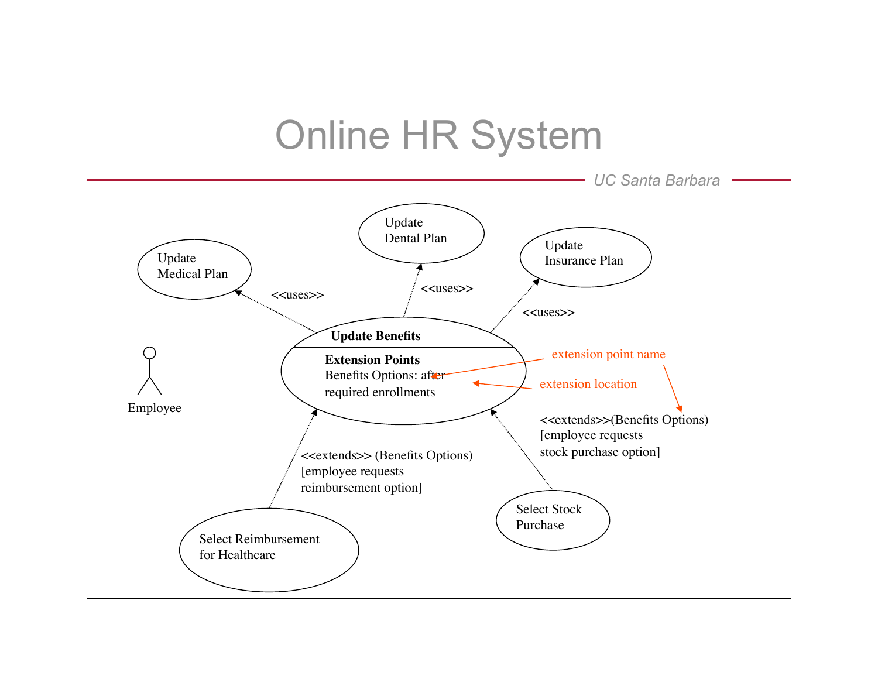# Online HR System

Update Medical Plan

Update Dental Plan

Update Insurance Plan

<<uses>>

<<uses>>

<<uses>>

Employee

**Update Benefits**

**Extension Points**
Benefits Options: after required enrollments

extension point name

extension location

<<extends>>(Benefits Options) [employee requests stock purchase option]

<<extends>> (Benefits Options) [employee requests reimbursement option]

Select Stock Purchase

Select Reimbursement for Healthcare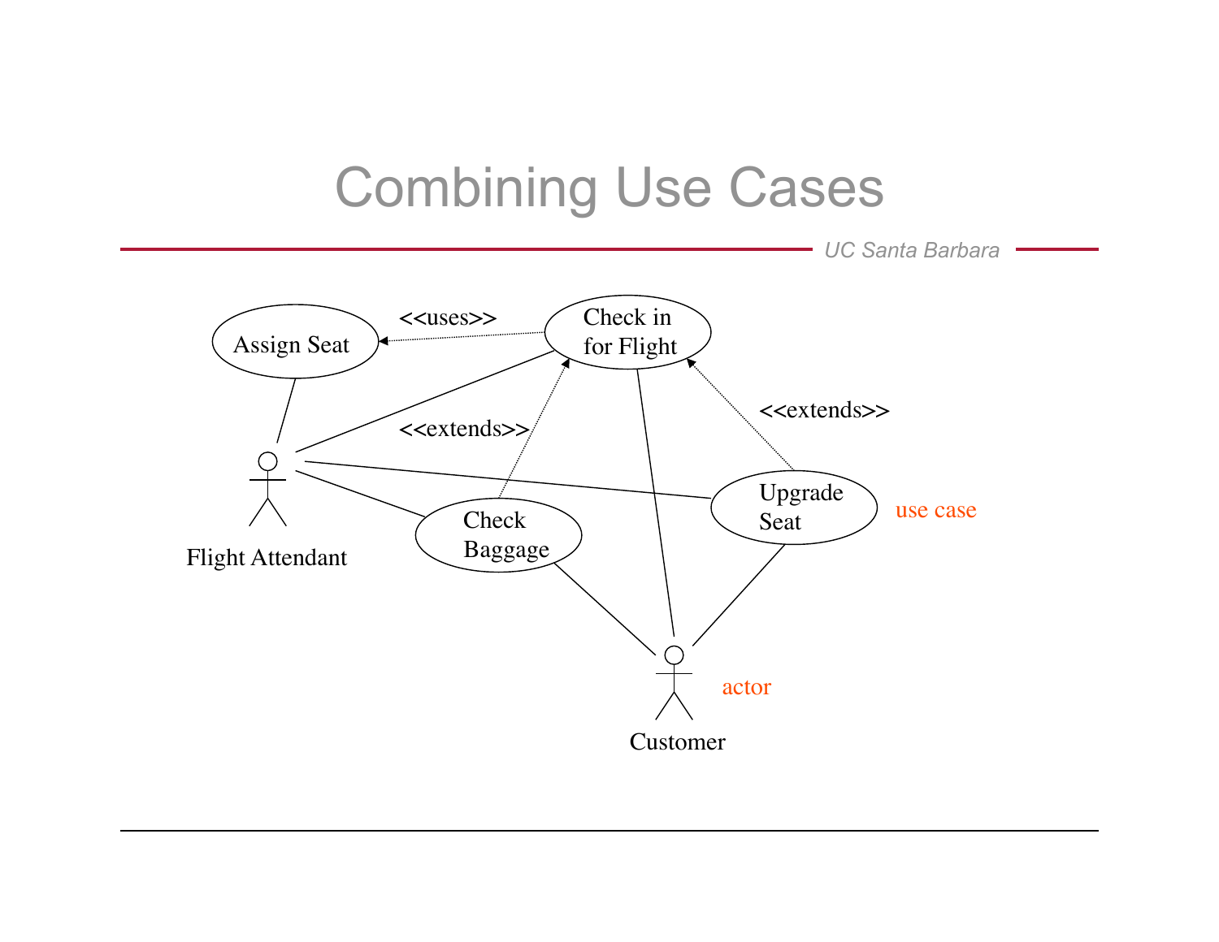# Combining Use Cases

Assign Seat

<<uses>>

Check in for Flight

<<extends>>

<<extends>>

Flight Attendant

Check Baggage

Upgrade Seat

use case

Customer

actor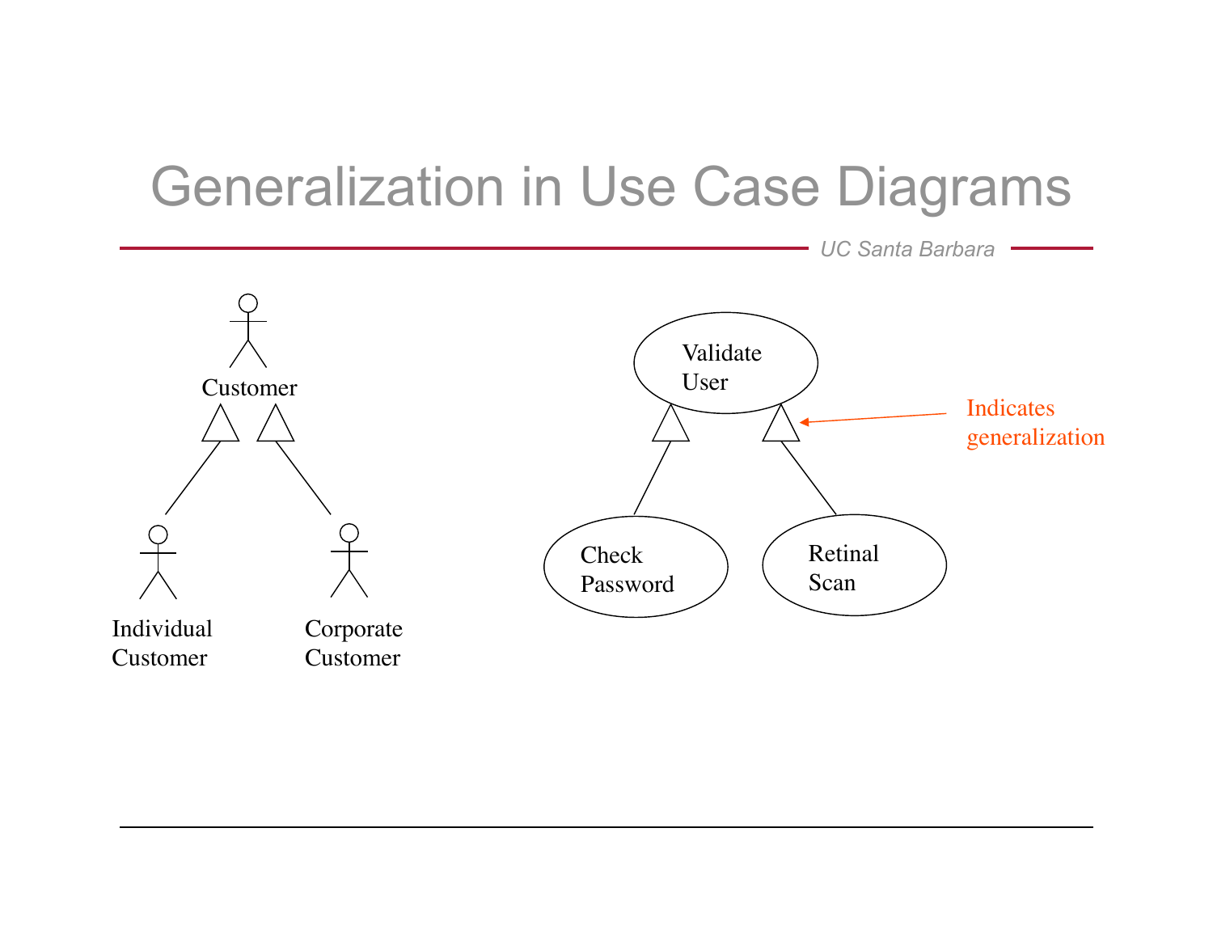# Generalization in Use Case Diagrams

Customer

Individual Customer

Corporate Customer

Validate User

Check Password

Retinal Scan

Indicates generalization